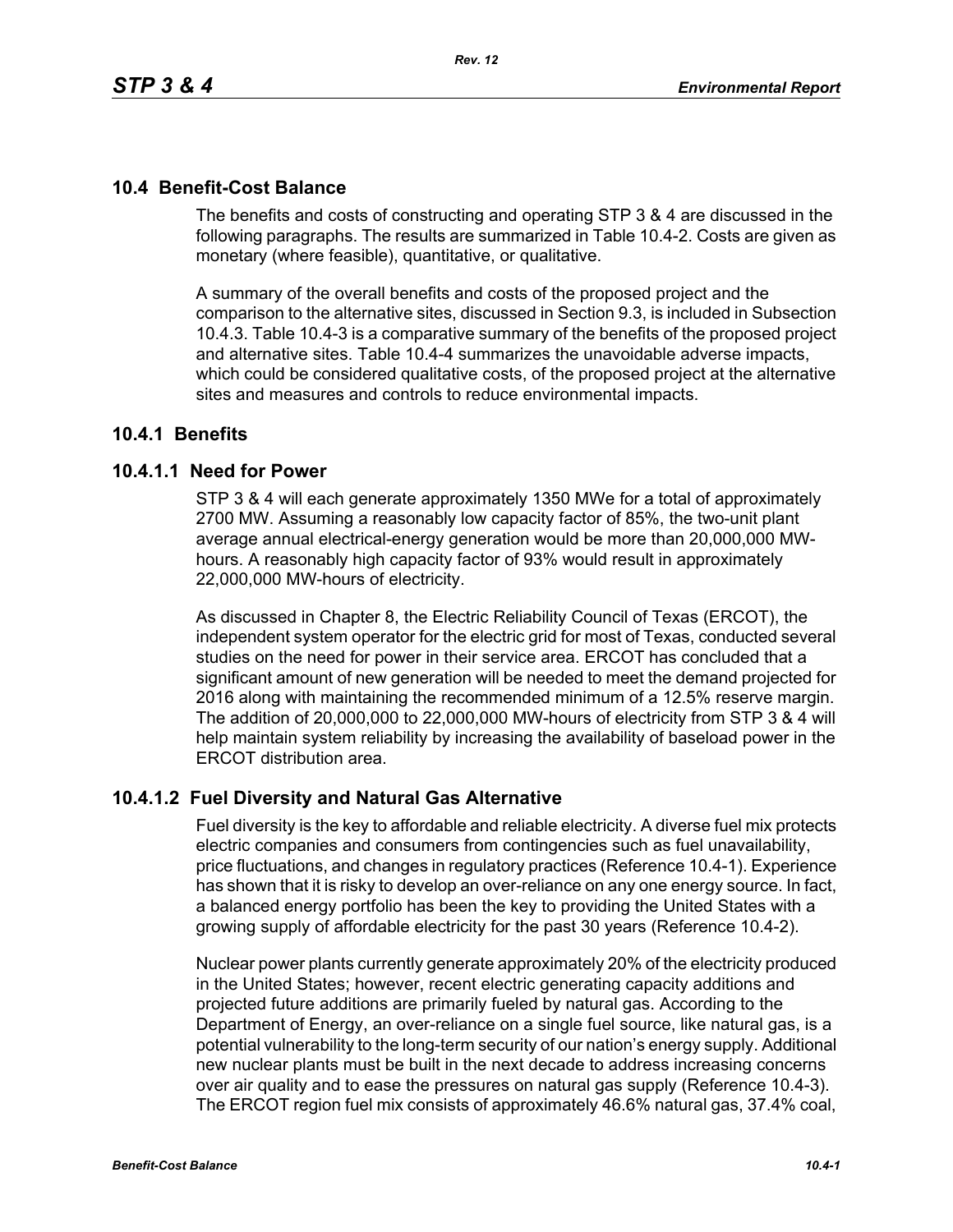## 10.4 Benefit-Cost Balance

The benefits and costs of constructing and operating STP 3 & 4 are discussed in the following paragraphs. The results are summarized in Table 10.4-2. Costs are given as monetary (where feasible), quantitative, or qualitative.

A summary of the overall benefits and costs of the proposed project and the comparison to the alternative sites, discussed in Section 9.3, is included in Subsection 10.4.3. Table 10.4-3 is a comparative summary of the benefits of the proposed project and alternative sites. Table 10.4-4 summarizes the unavoidable adverse impacts, which could be considered qualitative costs, of the proposed project at the alternative sites and measures and controls to reduce environmental impacts.

### 10.4.1 Benefits

#### 10.4.1.1 Need for Power

STP 3 & 4 will each generate approximately 1350 MWe for a total of approximately 2700 MW. Assuming a reasonably low capacity factor of 85%, the two-unit plant average annual electrical-energy generation would be more than 20,000,000 MW-hours. A reasonably high capacity factor of 93% would result in approximately 22,000,000 MW-hours of electricity.

As discussed in Chapter 8, the Electric Reliability Council of Texas (ERCOT), the independent system operator for the electric grid for most of Texas, conducted several studies on the need for power in their service area. ERCOT has concluded that a significant amount of new generation will be needed to meet the demand projected for 2016 along with maintaining the recommended minimum of a 12.5% reserve margin. The addition of 20,000,000 to 22,000,000 MW-hours of electricity from STP 3 & 4 will help maintain system reliability by increasing the availability of baseload power in the ERCOT distribution area.

#### 10.4.1.2 Fuel Diversity and Natural Gas Alternative

Fuel diversity is the key to affordable and reliable electricity. A diverse fuel mix protects electric companies and consumers from contingencies such as fuel unavailability, price fluctuations, and changes in regulatory practices (Reference 10.4-1). Experience has shown that it is risky to develop an over-reliance on any one energy source. In fact, a balanced energy portfolio has been the key to providing the United States with a growing supply of affordable electricity for the past 30 years (Reference 10.4-2).

Nuclear power plants currently generate approximately 20% of the electricity produced in the United States; however, recent electric generating capacity additions and projected future additions are primarily fueled by natural gas. According to the Department of Energy, an over-reliance on a single fuel source, like natural gas, is a potential vulnerability to the long-term security of our nation's energy supply. Additional new nuclear plants must be built in the next decade to address increasing concerns over air quality and to ease the pressures on natural gas supply (Reference 10.4-3). The ERCOT region fuel mix consists of approximately 46.6% natural gas, 37.4% coal,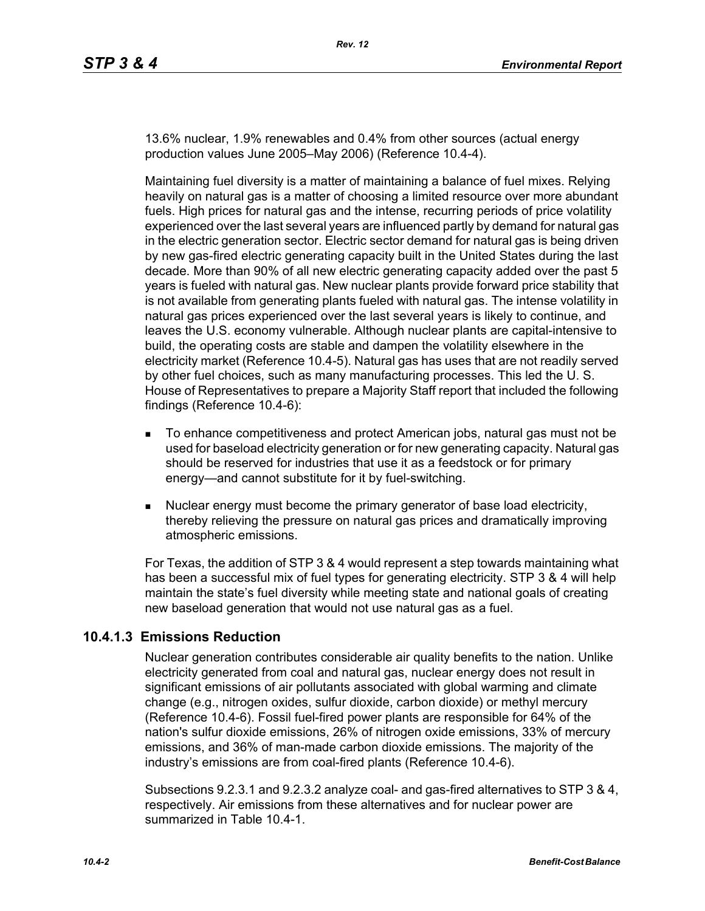13.6% nuclear, 1.9% renewables and 0.4% from other sources (actual energy production values June 2005–May 2006) (Reference 10.4-4).

Maintaining fuel diversity is a matter of maintaining a balance of fuel mixes. Relying heavily on natural gas is a matter of choosing a limited resource over more abundant fuels. High prices for natural gas and the intense, recurring periods of price volatility experienced over the last several years are influenced partly by demand for natural gas in the electric generation sector. Electric sector demand for natural gas is being driven by new gas-fired electric generating capacity built in the United States during the last decade. More than 90% of all new electric generating capacity added over the past 5 years is fueled with natural gas. New nuclear plants provide forward price stability that is not available from generating plants fueled with natural gas. The intense volatility in natural gas prices experienced over the last several years is likely to continue, and leaves the U.S. economy vulnerable. Although nuclear plants are capital-intensive to build, the operating costs are stable and dampen the volatility elsewhere in the electricity market (Reference 10.4-5). Natural gas has uses that are not readily served by other fuel choices, such as many manufacturing processes. This led the U. S. House of Representatives to prepare a Majority Staff report that included the following findings (Reference 10.4-6):

- To enhance competitiveness and protect American jobs, natural gas must not be used for baseload electricity generation or for new generating capacity. Natural gas should be reserved for industries that use it as a feedstock or for primary energy—and cannot substitute for it by fuel-switching.
- Nuclear energy must become the primary generator of base load electricity, thereby relieving the pressure on natural gas prices and dramatically improving atmospheric emissions.

For Texas, the addition of STP 3 & 4 would represent a step towards maintaining what has been a successful mix of fuel types for generating electricity. STP 3 & 4 will help maintain the state's fuel diversity while meeting state and national goals of creating new baseload generation that would not use natural gas as a fuel.

### 10.4.1.3 Emissions Reduction

Nuclear generation contributes considerable air quality benefits to the nation. Unlike electricity generated from coal and natural gas, nuclear energy does not result in significant emissions of air pollutants associated with global warming and climate change (e.g., nitrogen oxides, sulfur dioxide, carbon dioxide) or methyl mercury (Reference 10.4-6). Fossil fuel-fired power plants are responsible for 64% of the nation's sulfur dioxide emissions, 26% of nitrogen oxide emissions, 33% of mercury emissions, and 36% of man-made carbon dioxide emissions. The majority of the industry's emissions are from coal-fired plants (Reference 10.4-6).

Subsections 9.2.3.1 and 9.2.3.2 analyze coal- and gas-fired alternatives to STP 3 & 4, respectively. Air emissions from these alternatives and for nuclear power are summarized in Table 10.4-1.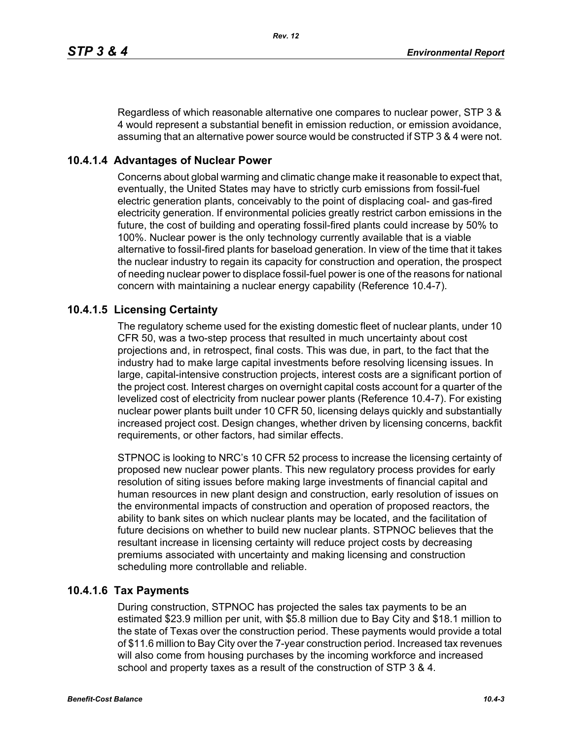Regardless of which reasonable alternative one compares to nuclear power, STP 3 & 4 would represent a substantial benefit in emission reduction, or emission avoidance, assuming that an alternative power source would be constructed if STP 3 & 4 were not.

### 10.4.1.4 Advantages of Nuclear Power

Concerns about global warming and climatic change make it reasonable to expect that, eventually, the United States may have to strictly curb emissions from fossil-fuel electric generation plants, conceivably to the point of displacing coal- and gas-fired electricity generation. If environmental policies greatly restrict carbon emissions in the future, the cost of building and operating fossil-fired plants could increase by 50% to 100%. Nuclear power is the only technology currently available that is a viable alternative to fossil-fired plants for baseload generation. In view of the time that it takes the nuclear industry to regain its capacity for construction and operation, the prospect of needing nuclear power to displace fossil-fuel power is one of the reasons for national concern with maintaining a nuclear energy capability (Reference 10.4-7).

### 10.4.1.5 Licensing Certainty

The regulatory scheme used for the existing domestic fleet of nuclear plants, under 10 CFR 50, was a two-step process that resulted in much uncertainty about cost projections and, in retrospect, final costs. This was due, in part, to the fact that the industry had to make large capital investments before resolving licensing issues. In large, capital-intensive construction projects, interest costs are a significant portion of the project cost. Interest charges on overnight capital costs account for a quarter of the levelized cost of electricity from nuclear power plants (Reference 10.4-7). For existing nuclear power plants built under 10 CFR 50, licensing delays quickly and substantially increased project cost. Design changes, whether driven by licensing concerns, backfit requirements, or other factors, had similar effects.

STPNOC is looking to NRC's 10 CFR 52 process to increase the licensing certainty of proposed new nuclear power plants. This new regulatory process provides for early resolution of siting issues before making large investments of financial capital and human resources in new plant design and construction, early resolution of issues on the environmental impacts of construction and operation of proposed reactors, the ability to bank sites on which nuclear plants may be located, and the facilitation of future decisions on whether to build new nuclear plants. STPNOC believes that the resultant increase in licensing certainty will reduce project costs by decreasing premiums associated with uncertainty and making licensing and construction scheduling more controllable and reliable.

### 10.4.1.6 Tax Payments

During construction, STPNOC has projected the sales tax payments to be an estimated $23.9 million per unit, with $5.8 million due to Bay City and $18.1 million to the state of Texas over the construction period. These payments would provide a total of $11.6 million to Bay City over the 7-year construction period. Increased tax revenues will also come from housing purchases by the incoming workforce and increased school and property taxes as a result of the construction of STP 3 & 4.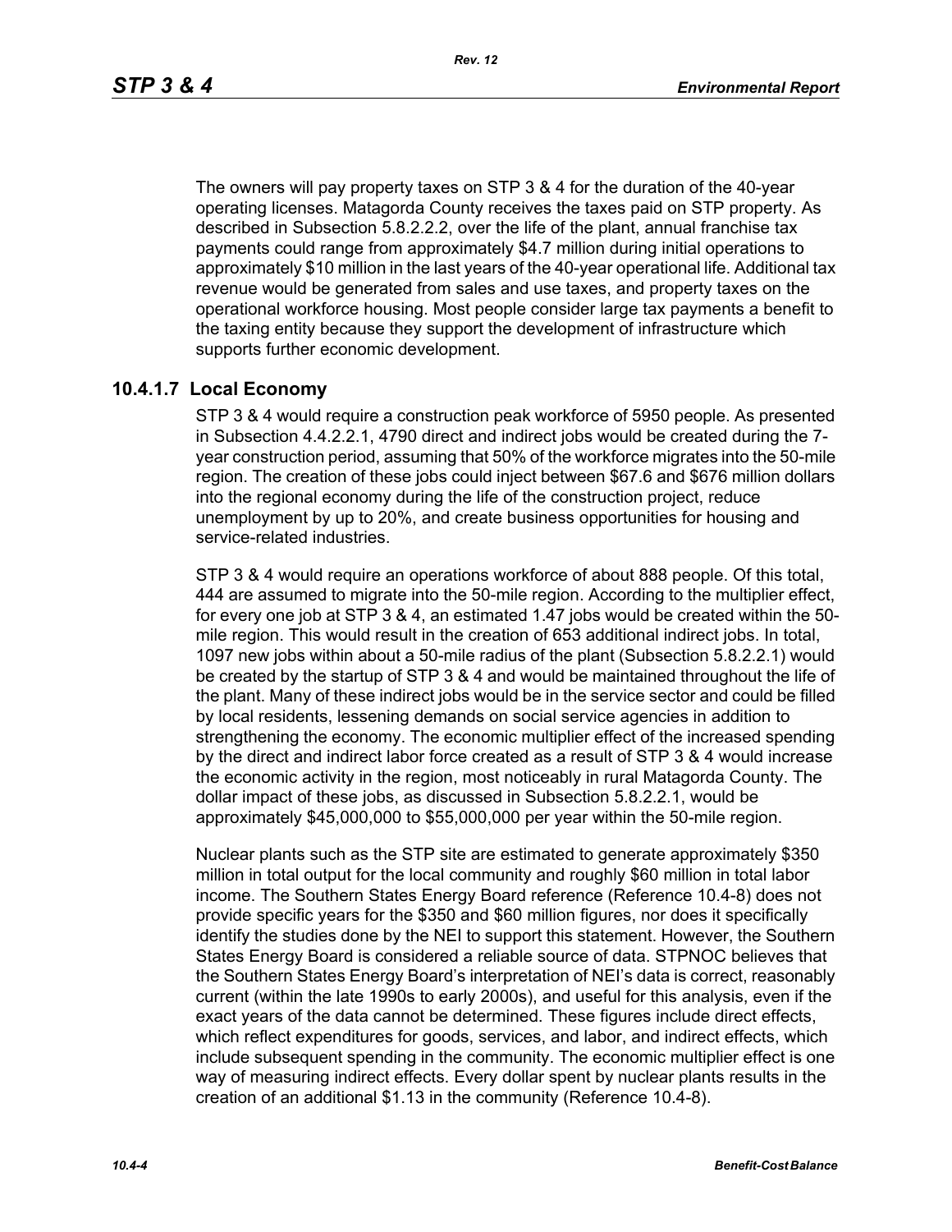The owners will pay property taxes on STP 3 & 4 for the duration of the 40-year operating licenses. Matagorda County receives the taxes paid on STP property. As described in Subsection 5.8.2.2.2, over the life of the plant, annual franchise tax payments could range from approximately $4.7 million during initial operations to approximately $10 million in the last years of the 40-year operational life. Additional tax revenue would be generated from sales and use taxes, and property taxes on the operational workforce housing. Most people consider large tax payments a benefit to the taxing entity because they support the development of infrastructure which supports further economic development.

### 10.4.1.7 Local Economy

STP 3 & 4 would require a construction peak workforce of 5950 people. As presented in Subsection 4.4.2.2.1, 4790 direct and indirect jobs would be created during the 7-year construction period, assuming that 50% of the workforce migrates into the 50-mile region. The creation of these jobs could inject between $67.6 and $676 million dollars into the regional economy during the life of the construction project, reduce unemployment by up to 20%, and create business opportunities for housing and service-related industries.

STP 3 & 4 would require an operations workforce of about 888 people. Of this total, 444 are assumed to migrate into the 50-mile region. According to the multiplier effect, for every one job at STP 3 & 4, an estimated 1.47 jobs would be created within the 50-mile region. This would result in the creation of 653 additional indirect jobs. In total, 1097 new jobs within about a 50-mile radius of the plant (Subsection 5.8.2.2.1) would be created by the startup of STP 3 & 4 and would be maintained throughout the life of the plant. Many of these indirect jobs would be in the service sector and could be filled by local residents, lessening demands on social service agencies in addition to strengthening the economy. The economic multiplier effect of the increased spending by the direct and indirect labor force created as a result of STP 3 & 4 would increase the economic activity in the region, most noticeably in rural Matagorda County. The dollar impact of these jobs, as discussed in Subsection 5.8.2.2.1, would be approximately $45,000,000 to $55,000,000 per year within the 50-mile region.

Nuclear plants such as the STP site are estimated to generate approximately $350 million in total output for the local community and roughly $60 million in total labor income. The Southern States Energy Board reference (Reference 10.4-8) does not provide specific years for the $350 and $60 million figures, nor does it specifically identify the studies done by the NEI to support this statement. However, the Southern States Energy Board is considered a reliable source of data. STPNOC believes that the Southern States Energy Board's interpretation of NEI's data is correct, reasonably current (within the late 1990s to early 2000s), and useful for this analysis, even if the exact years of the data cannot be determined. These figures include direct effects, which reflect expenditures for goods, services, and labor, and indirect effects, which include subsequent spending in the community. The economic multiplier effect is one way of measuring indirect effects. Every dollar spent by nuclear plants results in the creation of an additional $1.13 in the community (Reference 10.4-8).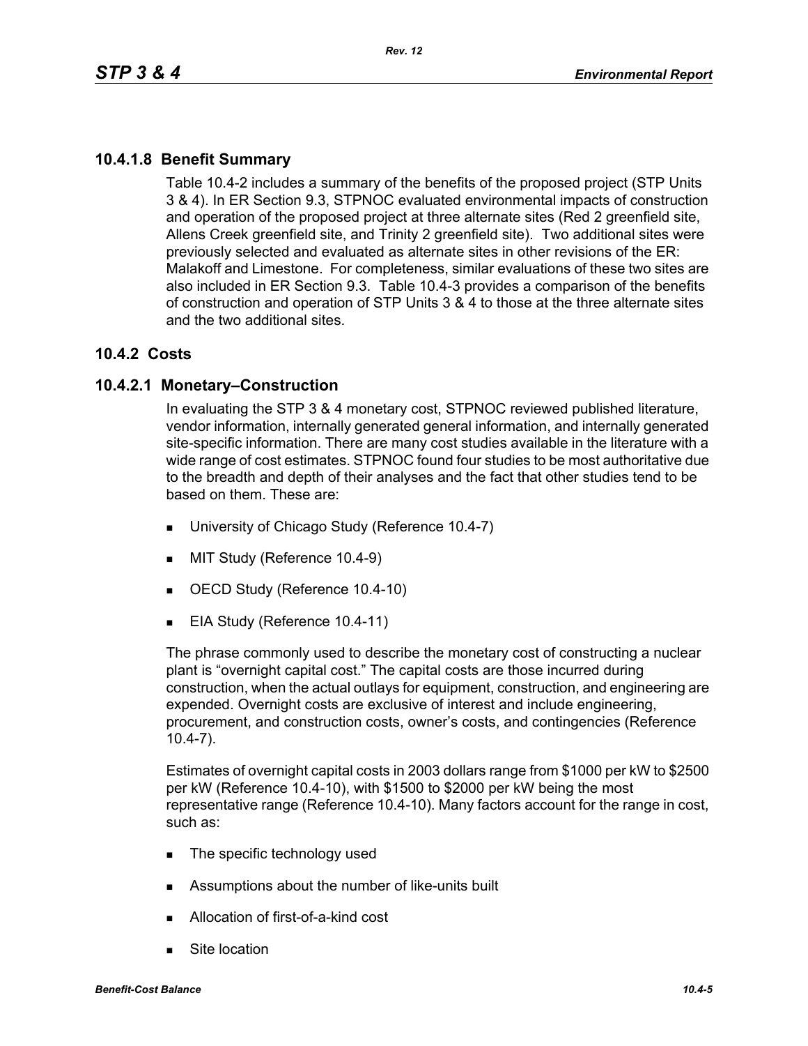### 10.4.1.8 Benefit Summary

Table 10.4-2 includes a summary of the benefits of the proposed project (STP Units 3 & 4). In ER Section 9.3, STPNOC evaluated environmental impacts of construction and operation of the proposed project at three alternate sites (Red 2 greenfield site, Allens Creek greenfield site, and Trinity 2 greenfield site). Two additional sites were previously selected and evaluated as alternate sites in other revisions of the ER: Malakoff and Limestone. For completeness, similar evaluations of these two sites are also included in ER Section 9.3. Table 10.4-3 provides a comparison of the benefits of construction and operation of STP Units 3 & 4 to those at the three alternate sites and the two additional sites.

## 10.4.2 Costs

### 10.4.2.1 Monetary–Construction

In evaluating the STP 3 & 4 monetary cost, STPNOC reviewed published literature, vendor information, internally generated general information, and internally generated site-specific information. There are many cost studies available in the literature with a wide range of cost estimates. STPNOC found four studies to be most authoritative due to the breadth and depth of their analyses and the fact that other studies tend to be based on them. These are:

- University of Chicago Study (Reference 10.4-7)
- MIT Study (Reference 10.4-9)
- OECD Study (Reference 10.4-10)
- EIA Study (Reference 10.4-11)

The phrase commonly used to describe the monetary cost of constructing a nuclear plant is "overnight capital cost." The capital costs are those incurred during construction, when the actual outlays for equipment, construction, and engineering are expended. Overnight costs are exclusive of interest and include engineering, procurement, and construction costs, owner's costs, and contingencies (Reference 10.4-7).

Estimates of overnight capital costs in 2003 dollars range from $1000 per kW to $2500 per kW (Reference 10.4-10), with $1500 to $2000 per kW being the most representative range (Reference 10.4-10). Many factors account for the range in cost, such as:

- The specific technology used
- Assumptions about the number of like-units built
- Allocation of first-of-a-kind cost
- Site location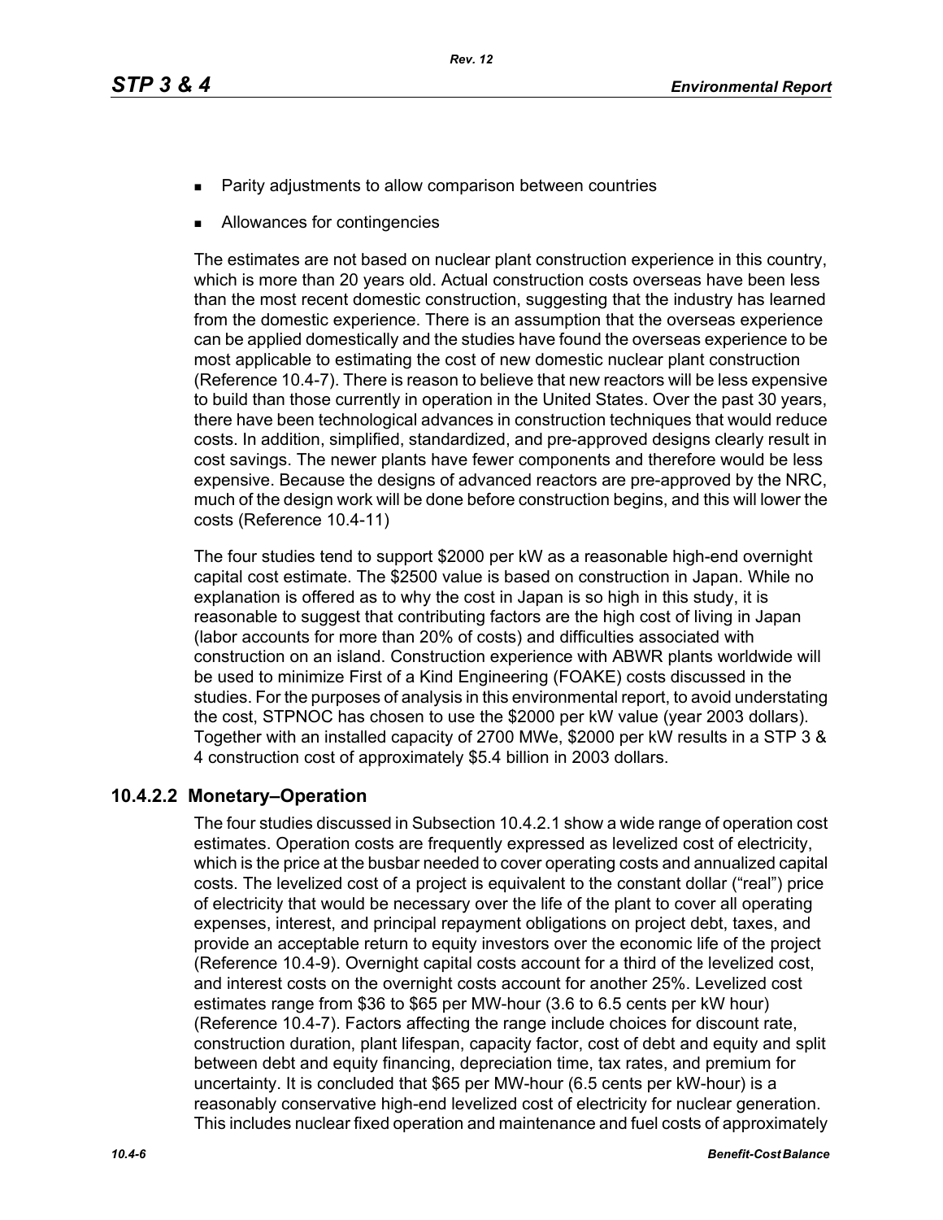- Parity adjustments to allow comparison between countries
- Allowances for contingencies

The estimates are not based on nuclear plant construction experience in this country, which is more than 20 years old. Actual construction costs overseas have been less than the most recent domestic construction, suggesting that the industry has learned from the domestic experience. There is an assumption that the overseas experience can be applied domestically and the studies have found the overseas experience to be most applicable to estimating the cost of new domestic nuclear plant construction (Reference 10.4-7). There is reason to believe that new reactors will be less expensive to build than those currently in operation in the United States. Over the past 30 years, there have been technological advances in construction techniques that would reduce costs. In addition, simplified, standardized, and pre-approved designs clearly result in cost savings. The newer plants have fewer components and therefore would be less expensive. Because the designs of advanced reactors are pre-approved by the NRC, much of the design work will be done before construction begins, and this will lower the costs (Reference 10.4-11)

The four studies tend to support $2000 per kW as a reasonable high-end overnight capital cost estimate. The $2500 value is based on construction in Japan. While no explanation is offered as to why the cost in Japan is so high in this study, it is reasonable to suggest that contributing factors are the high cost of living in Japan (labor accounts for more than 20% of costs) and difficulties associated with construction on an island. Construction experience with ABWR plants worldwide will be used to minimize First of a Kind Engineering (FOAKE) costs discussed in the studies. For the purposes of analysis in this environmental report, to avoid understating the cost, STPNOC has chosen to use the $2000 per kW value (year 2003 dollars). Together with an installed capacity of 2700 MWe, $2000 per kW results in a STP 3 & 4 construction cost of approximately $5.4 billion in 2003 dollars.

### 10.4.2.2 Monetary–Operation

The four studies discussed in Subsection 10.4.2.1 show a wide range of operation cost estimates. Operation costs are frequently expressed as levelized cost of electricity, which is the price at the busbar needed to cover operating costs and annualized capital costs. The levelized cost of a project is equivalent to the constant dollar ("real") price of electricity that would be necessary over the life of the plant to cover all operating expenses, interest, and principal repayment obligations on project debt, taxes, and provide an acceptable return to equity investors over the economic life of the project (Reference 10.4-9). Overnight capital costs account for a third of the levelized cost, and interest costs on the overnight costs account for another 25%. Levelized cost estimates range from $36 to $65 per MW-hour (3.6 to 6.5 cents per kW hour) (Reference 10.4-7). Factors affecting the range include choices for discount rate, construction duration, plant lifespan, capacity factor, cost of debt and equity and split between debt and equity financing, depreciation time, tax rates, and premium for uncertainty. It is concluded that $65 per MW-hour (6.5 cents per kW-hour) is a reasonably conservative high-end levelized cost of electricity for nuclear generation. This includes nuclear fixed operation and maintenance and fuel costs of approximately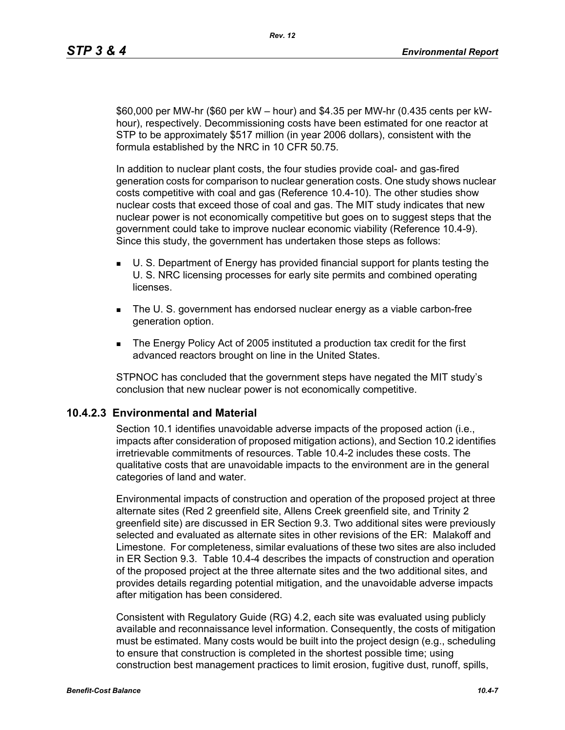$60,000 per MW-hr ($60 per kW – hour) and $4.35 per MW-hr (0.435 cents per kW-hour), respectively. Decommissioning costs have been estimated for one reactor at STP to be approximately $517 million (in year 2006 dollars), consistent with the formula established by the NRC in 10 CFR 50.75.

In addition to nuclear plant costs, the four studies provide coal- and gas-fired generation costs for comparison to nuclear generation costs. One study shows nuclear costs competitive with coal and gas (Reference 10.4-10). The other studies show nuclear costs that exceed those of coal and gas. The MIT study indicates that new nuclear power is not economically competitive but goes on to suggest steps that the government could take to improve nuclear economic viability (Reference 10.4-9). Since this study, the government has undertaken those steps as follows:

- U. S. Department of Energy has provided financial support for plants testing the U. S. NRC licensing processes for early site permits and combined operating licenses.
- The U. S. government has endorsed nuclear energy as a viable carbon-free generation option.
- The Energy Policy Act of 2005 instituted a production tax credit for the first advanced reactors brought on line in the United States.

STPNOC has concluded that the government steps have negated the MIT study's conclusion that new nuclear power is not economically competitive.

### 10.4.2.3 Environmental and Material

Section 10.1 identifies unavoidable adverse impacts of the proposed action (i.e., impacts after consideration of proposed mitigation actions), and Section 10.2 identifies irretrievable commitments of resources. Table 10.4-2 includes these costs. The qualitative costs that are unavoidable impacts to the environment are in the general categories of land and water.

Environmental impacts of construction and operation of the proposed project at three alternate sites (Red 2 greenfield site, Allens Creek greenfield site, and Trinity 2 greenfield site) are discussed in ER Section 9.3. Two additional sites were previously selected and evaluated as alternate sites in other revisions of the ER: Malakoff and Limestone. For completeness, similar evaluations of these two sites are also included in ER Section 9.3. Table 10.4-4 describes the impacts of construction and operation of the proposed project at the three alternate sites and the two additional sites, and provides details regarding potential mitigation, and the unavoidable adverse impacts after mitigation has been considered.

Consistent with Regulatory Guide (RG) 4.2, each site was evaluated using publicly available and reconnaissance level information. Consequently, the costs of mitigation must be estimated. Many costs would be built into the project design (e.g., scheduling to ensure that construction is completed in the shortest possible time; using construction best management practices to limit erosion, fugitive dust, runoff, spills,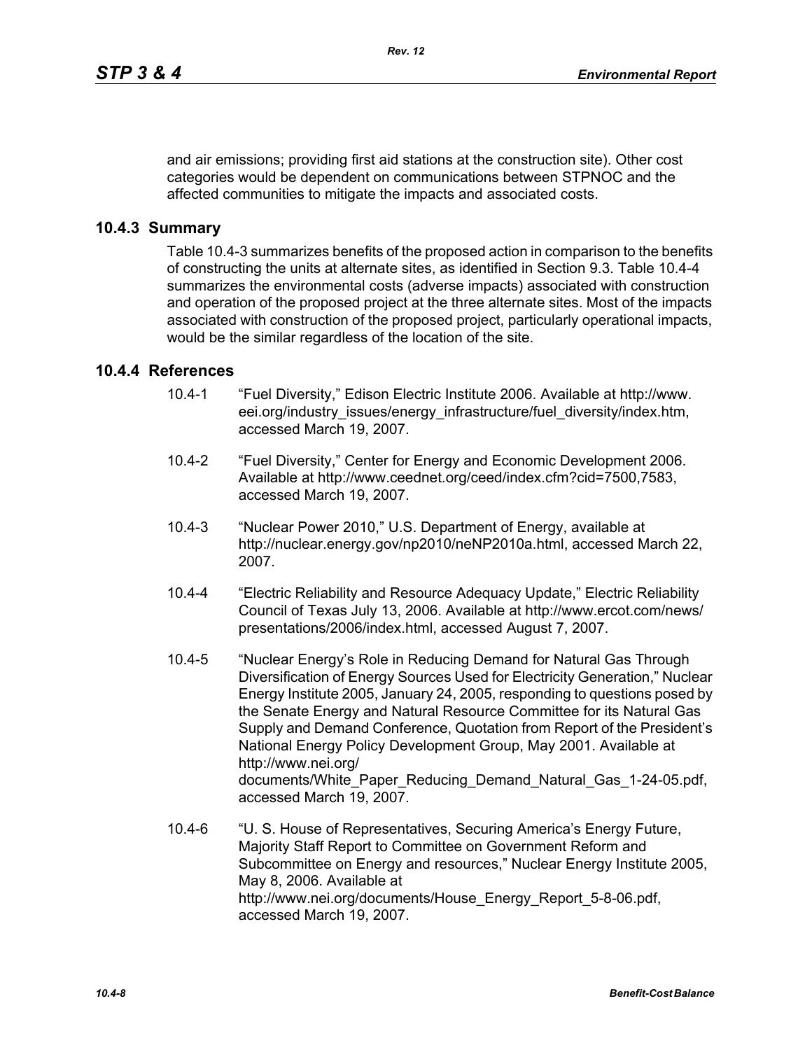and air emissions; providing first aid stations at the construction site). Other cost categories would be dependent on communications between STPNOC and the affected communities to mitigate the impacts and associated costs.

## 10.4.3 Summary

Table 10.4-3 summarizes benefits of the proposed action in comparison to the benefits of constructing the units at alternate sites, as identified in Section 9.3. Table 10.4-4 summarizes the environmental costs (adverse impacts) associated with construction and operation of the proposed project at the three alternate sites. Most of the impacts associated with construction of the proposed project, particularly operational impacts, would be the similar regardless of the location of the site.

## 10.4.4 References

10.4-1 "Fuel Diversity," Edison Electric Institute 2006. Available at http://www.eei.org/industry_issues/energy_infrastructure/fuel_diversity/index.htm, accessed March 19, 2007.

10.4-2 "Fuel Diversity," Center for Energy and Economic Development 2006. Available at http://www.ceednet.org/ceed/index.cfm?cid=7500,7583, accessed March 19, 2007.

10.4-3 "Nuclear Power 2010," U.S. Department of Energy, available at http://nuclear.energy.gov/np2010/neNP2010a.html, accessed March 22, 2007.

10.4-4 "Electric Reliability and Resource Adequacy Update," Electric Reliability Council of Texas July 13, 2006. Available at http://www.ercot.com/news/presentations/2006/index.html, accessed August 7, 2007.

10.4-5 "Nuclear Energy's Role in Reducing Demand for Natural Gas Through Diversification of Energy Sources Used for Electricity Generation," Nuclear Energy Institute 2005, January 24, 2005, responding to questions posed by the Senate Energy and Natural Resource Committee for its Natural Gas Supply and Demand Conference, Quotation from Report of the President's National Energy Policy Development Group, May 2001. Available at http://www.nei.org/documents/White_Paper_Reducing_Demand_Natural_Gas_1-24-05.pdf, accessed March 19, 2007.

10.4-6 "U. S. House of Representatives, Securing America's Energy Future, Majority Staff Report to Committee on Government Reform and Subcommittee on Energy and resources," Nuclear Energy Institute 2005, May 8, 2006. Available at http://www.nei.org/documents/House_Energy_Report_5-8-06.pdf, accessed March 19, 2007.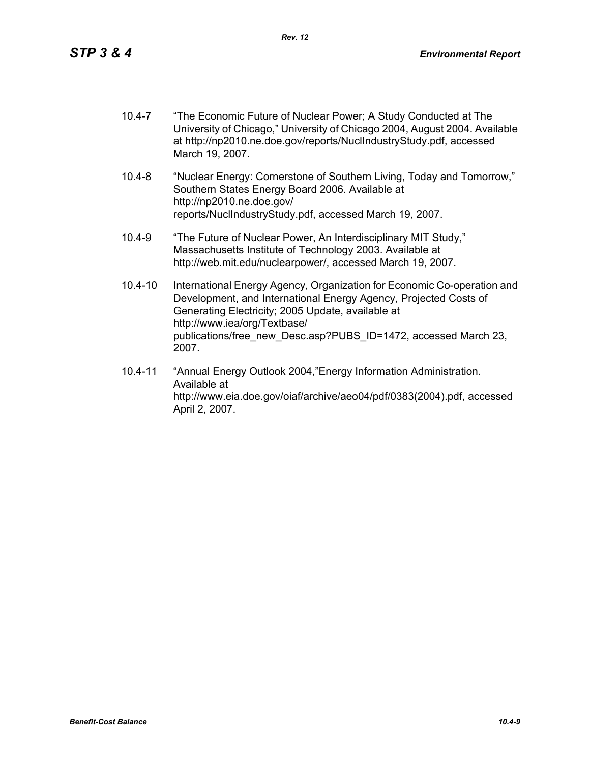10.4-7 "The Economic Future of Nuclear Power; A Study Conducted at The University of Chicago," University of Chicago 2004, August 2004. Available at http://np2010.ne.doe.gov/reports/NuclIndustryStudy.pdf, accessed March 19, 2007.

10.4-8 "Nuclear Energy: Cornerstone of Southern Living, Today and Tomorrow," Southern States Energy Board 2006. Available at http://np2010.ne.doe.gov/reports/NuclIndustryStudy.pdf, accessed March 19, 2007.

10.4-9 "The Future of Nuclear Power, An Interdisciplinary MIT Study," Massachusetts Institute of Technology 2003. Available at http://web.mit.edu/nuclearpower/, accessed March 19, 2007.

10.4-10 International Energy Agency, Organization for Economic Co-operation and Development, and International Energy Agency, Projected Costs of Generating Electricity; 2005 Update, available at http://www.iea/org/Textbase/publications/free_new_Desc.asp?PUBS_ID=1472, accessed March 23, 2007.

10.4-11 "Annual Energy Outlook 2004,"Energy Information Administration. Available at http://www.eia.doe.gov/oiaf/archive/aeo04/pdf/0383(2004).pdf, accessed April 2, 2007.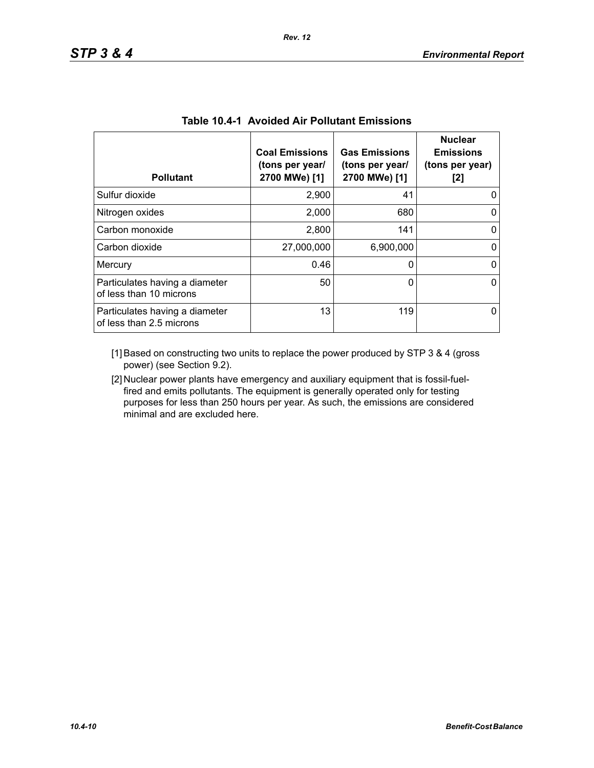**Table 10.4-1 Avoided Air Pollutant Emissions**

| Pollutant | Coal Emissions (tons per year/ 2700 MWe) [1] | Gas Emissions (tons per year/ 2700 MWe) [1] | Nuclear Emissions (tons per year) [2] |
|---|---|---|---|
| Sulfur dioxide | 2,900 | 41 | 0 |
| Nitrogen oxides | 2,000 | 680 | 0 |
| Carbon monoxide | 2,800 | 141 | 0 |
| Carbon dioxide | 27,000,000 | 6,900,000 | 0 |
| Mercury | 0.46 | 0 | 0 |
| Particulates having a diameter of less than 10 microns | 50 | 0 | 0 |
| Particulates having a diameter of less than 2.5 microns | 13 | 119 | 0 |

[1] Based on constructing two units to replace the power produced by STP 3 & 4 (gross power) (see Section 9.2).

[2] Nuclear power plants have emergency and auxiliary equipment that is fossil-fuel-fired and emits pollutants. The equipment is generally operated only for testing purposes for less than 250 hours per year. As such, the emissions are considered minimal and are excluded here.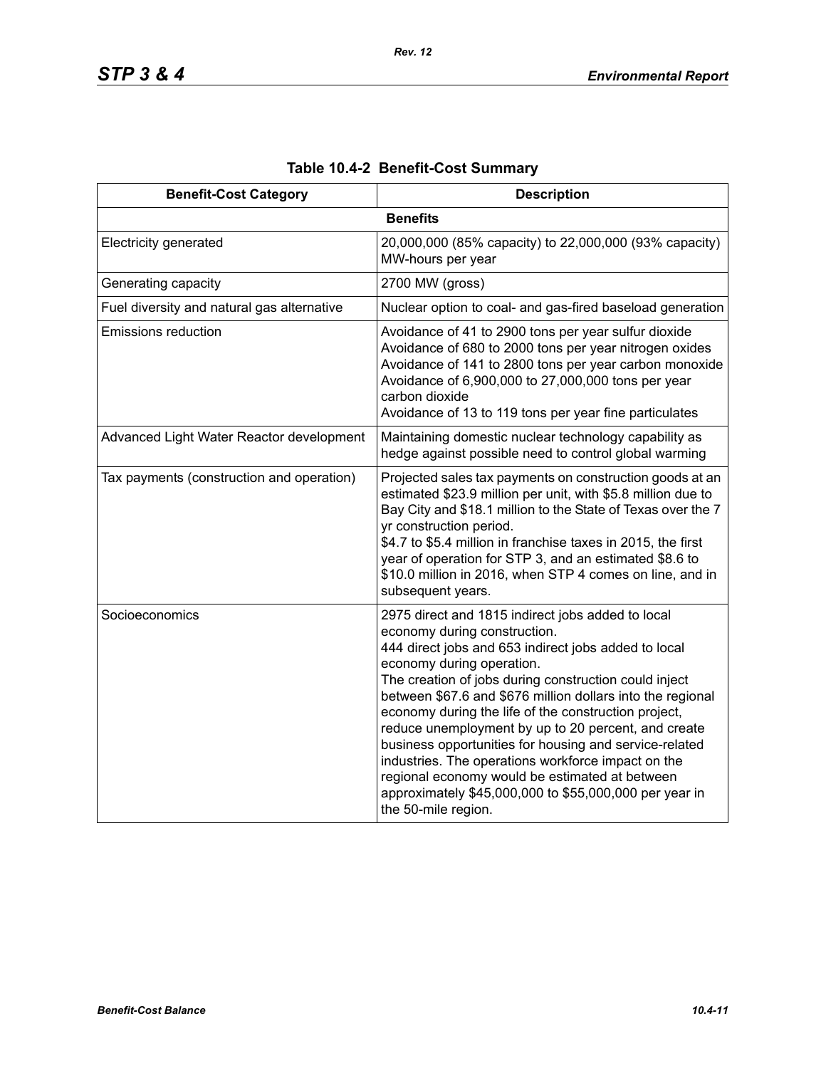**Table 10.4-2 Benefit-Cost Summary**

| Benefit-Cost Category | Description |
|---|---|
| **Benefits** | |
| Electricity generated | 20,000,000 (85% capacity) to 22,000,000 (93% capacity) MW-hours per year |
| Generating capacity | 2700 MW (gross) |
| Fuel diversity and natural gas alternative | Nuclear option to coal- and gas-fired baseload generation |
| Emissions reduction | Avoidance of 41 to 2900 tons per year sulfur dioxide<br>Avoidance of 680 to 2000 tons per year nitrogen oxides<br>Avoidance of 141 to 2800 tons per year carbon monoxide<br>Avoidance of 6,900,000 to 27,000,000 tons per year carbon dioxide<br>Avoidance of 13 to 119 tons per year fine particulates |
| Advanced Light Water Reactor development | Maintaining domestic nuclear technology capability as hedge against possible need to control global warming |
| Tax payments (construction and operation) | Projected sales tax payments on construction goods at an estimated $23.9 million per unit, with $5.8 million due to Bay City and $18.1 million to the State of Texas over the 7 yr construction period.<br>$4.7 to $5.4 million in franchise taxes in 2015, the first year of operation for STP 3, and an estimated $8.6 to $10.0 million in 2016, when STP 4 comes on line, and in subsequent years. |
| Socioeconomics | 2975 direct and 1815 indirect jobs added to local economy during construction.<br>444 direct jobs and 653 indirect jobs added to local economy during operation.<br>The creation of jobs during construction could inject between $67.6 and $676 million dollars into the regional economy during the life of the construction project, reduce unemployment by up to 20 percent, and create business opportunities for housing and service-related industries. The operations workforce impact on the regional economy would be estimated at between approximately $45,000,000 to $55,000,000 per year in the 50-mile region. |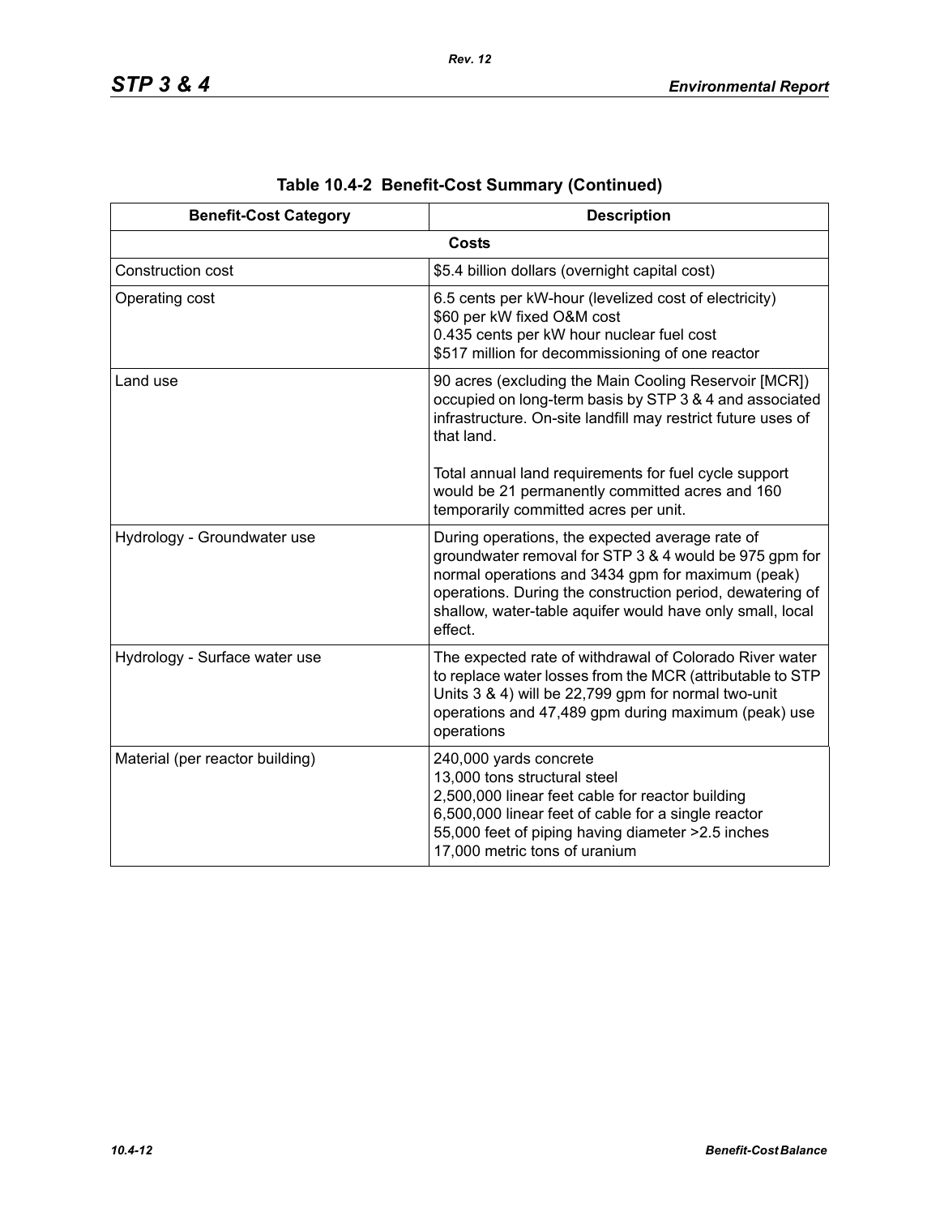## Table 10.4-2 Benefit-Cost Summary (Continued)

| Benefit-Cost Category | Description |
|---|---|
| **Costs** | |
| Construction cost | $5.4 billion dollars (overnight capital cost) |
| Operating cost | 6.5 cents per kW-hour (levelized cost of electricity)<br>$60 per kW fixed O&M cost<br>0.435 cents per kW hour nuclear fuel cost<br>$517 million for decommissioning of one reactor |
| Land use | 90 acres (excluding the Main Cooling Reservoir [MCR]) occupied on long-term basis by STP 3 & 4 and associated infrastructure. On-site landfill may restrict future uses of that land.<br><br>Total annual land requirements for fuel cycle support would be 21 permanently committed acres and 160 temporarily committed acres per unit. |
| Hydrology - Groundwater use | During operations, the expected average rate of groundwater removal for STP 3 & 4 would be 975 gpm for normal operations and 3434 gpm for maximum (peak) operations. During the construction period, dewatering of shallow, water-table aquifer would have only small, local effect. |
| Hydrology - Surface water use | The expected rate of withdrawal of Colorado River water to replace water losses from the MCR (attributable to STP Units 3 & 4) will be 22,799 gpm for normal two-unit operations and 47,489 gpm during maximum (peak) use operations |
| Material (per reactor building) | 240,000 yards concrete<br>13,000 tons structural steel<br>2,500,000 linear feet cable for reactor building<br>6,500,000 linear feet of cable for a single reactor<br>55,000 feet of piping having diameter >2.5 inches<br>17,000 metric tons of uranium |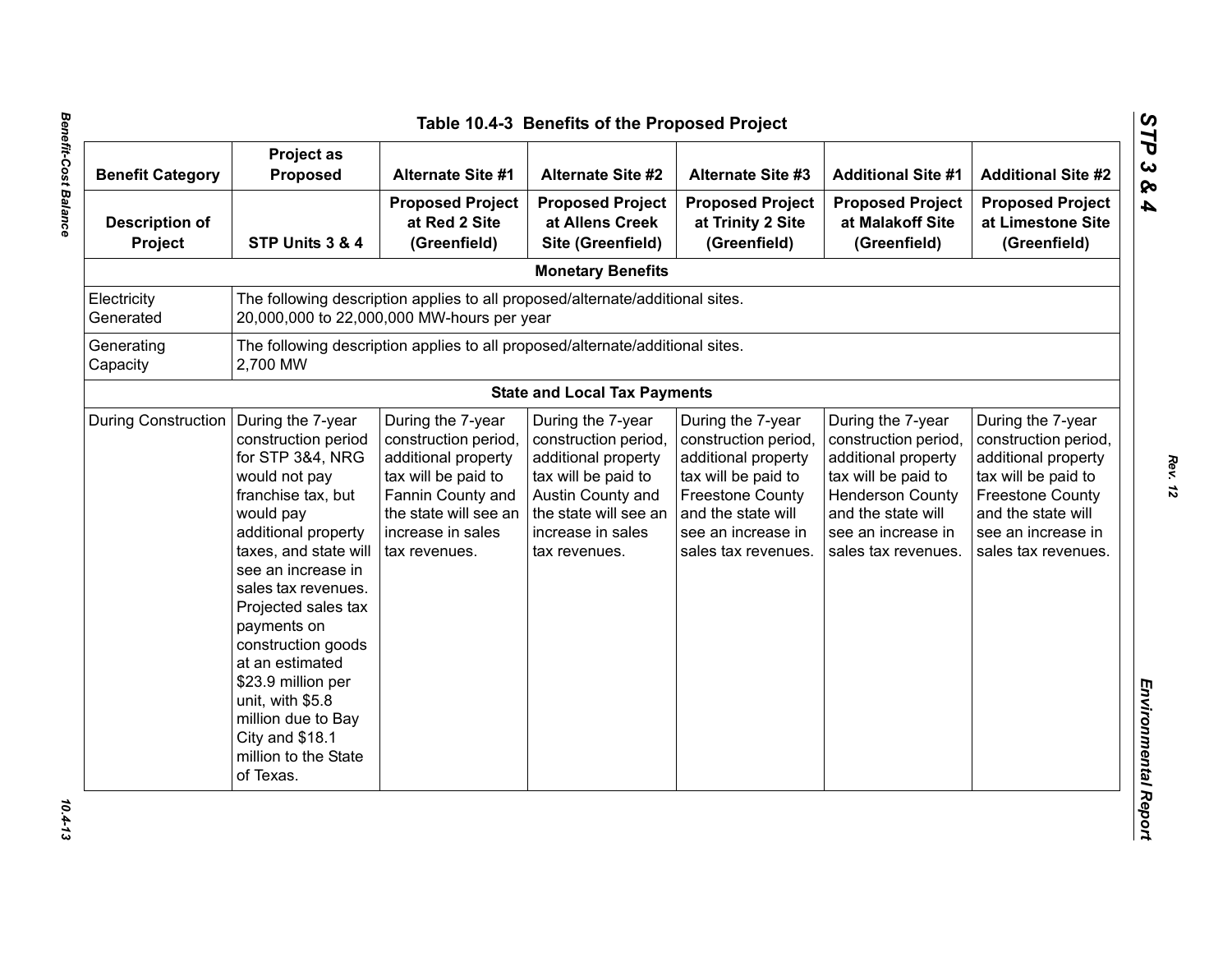## Table 10.4-3 Benefits of the Proposed Project

| Benefit Category | Project as Proposed | Alternate Site #1 | Alternate Site #2 | Alternate Site #3 | Additional Site #1 | Additional Site #2 |
|---|---|---|---|---|---|---|
| **Description of Project** | **STP Units 3 & 4** | **Proposed Project at Red 2 Site (Greenfield)** | **Proposed Project at Allens Creek Site (Greenfield)** | **Proposed Project at Trinity 2 Site (Greenfield)** | **Proposed Project at Malakoff Site (Greenfield)** | **Proposed Project at Limestone Site (Greenfield)** |
| | | | **Monetary Benefits** | | | |
| Electricity Generated | The following description applies to all proposed/alternate/additional sites. 20,000,000 to 22,000,000 MW-hours per year | | | | | |
| Generating Capacity | The following description applies to all proposed/alternate/additional sites. 2,700 MW | | | | | |
| | | | **State and Local Tax Payments** | | | |
| During Construction | During the 7-year construction period for STP 3&4, NRG would not pay franchise tax, but would pay additional property taxes, and state will see an increase in sales tax revenues. Projected sales tax payments on construction goods at an estimated $23.9 million per unit, with $5.8 million due to Bay City and $18.1 million to the State of Texas. | During the 7-year construction period, additional property tax will be paid to Fannin County and the state will see an increase in sales tax revenues. | During the 7-year construction period, additional property tax will be paid to Austin County and the state will see an increase in sales tax revenues. | During the 7-year construction period, additional property tax will be paid to Freestone County and the state will see an increase in sales tax revenues. | During the 7-year construction period, additional property tax will be paid to Henderson County and the state will see an increase in sales tax revenues. | During the 7-year construction period, additional property tax will be paid to Freestone County and the state will see an increase in sales tax revenues. |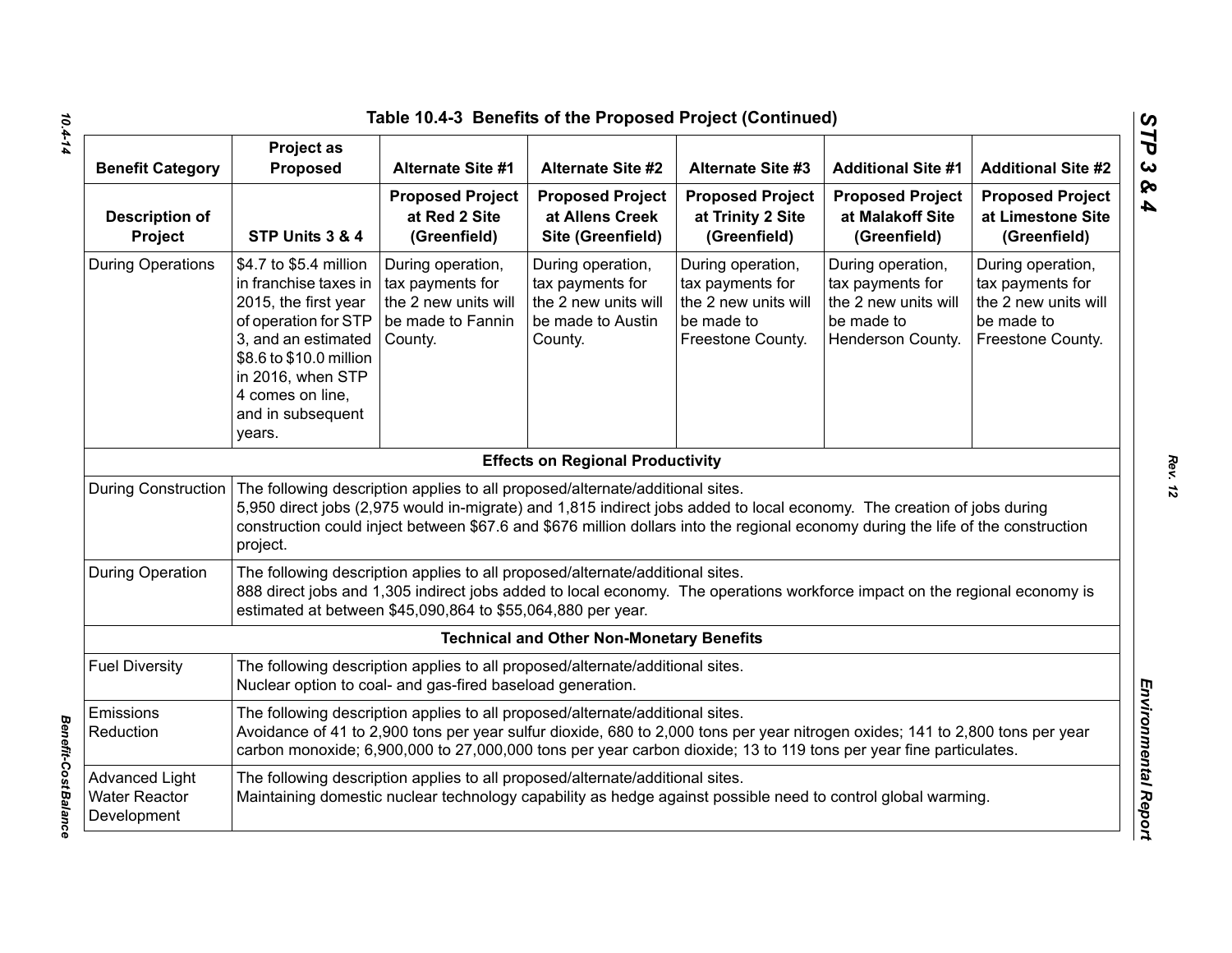**Table 10.4-3 Benefits of the Proposed Project (Continued)**

| Benefit Category | Project as Proposed | Alternate Site #1 | Alternate Site #2 | Alternate Site #3 | Additional Site #1 | Additional Site #2 |
|---|---|---|---|---|---|---|
| **Description of Project** | **STP Units 3 & 4** | **Proposed Project at Red 2 Site (Greenfield)** | **Proposed Project at Allens Creek Site (Greenfield)** | **Proposed Project at Trinity 2 Site (Greenfield)** | **Proposed Project at Malakoff Site (Greenfield)** | **Proposed Project at Limestone Site (Greenfield)** |
| During Operations | $4.7 to $5.4 million in franchise taxes in 2015, the first year of operation for STP 3, and an estimated $8.6 to $10.0 million in 2016, when STP 4 comes on line, and in subsequent years. | During operation, tax payments for the 2 new units will be made to Fannin County. | During operation, tax payments for the 2 new units will be made to Austin County. | During operation, tax payments for the 2 new units will be made to Freestone County. | During operation, tax payments for the 2 new units will be made to Henderson County. | During operation, tax payments for the 2 new units will be made to Freestone County. |
| | | | **Effects on Regional Productivity** | | | |
| During Construction | The following description applies to all proposed/alternate/additional sites. 5,950 direct jobs (2,975 would in-migrate) and 1,815 indirect jobs added to local economy. The creation of jobs during construction could inject between $67.6 and $676 million dollars into the regional economy during the life of the construction project. | | | | | |
| During Operation | The following description applies to all proposed/alternate/additional sites. 888 direct jobs and 1,305 indirect jobs added to local economy. The operations workforce impact on the regional economy is estimated at between $45,090,864 to $55,064,880 per year. | | | | | |
| | | | **Technical and Other Non-Monetary Benefits** | | | |
| Fuel Diversity | The following description applies to all proposed/alternate/additional sites. Nuclear option to coal- and gas-fired baseload generation. | | | | | |
| Emissions Reduction | The following description applies to all proposed/alternate/additional sites. Avoidance of 41 to 2,900 tons per year sulfur dioxide, 680 to 2,000 tons per year nitrogen oxides; 141 to 2,800 tons per year carbon monoxide; 6,900,000 to 27,000,000 tons per year carbon dioxide; 13 to 119 tons per year fine particulates. | | | | | |
| Advanced Light Water Reactor Development | The following description applies to all proposed/alternate/additional sites. Maintaining domestic nuclear technology capability as hedge against possible need to control global warming. | | | | | |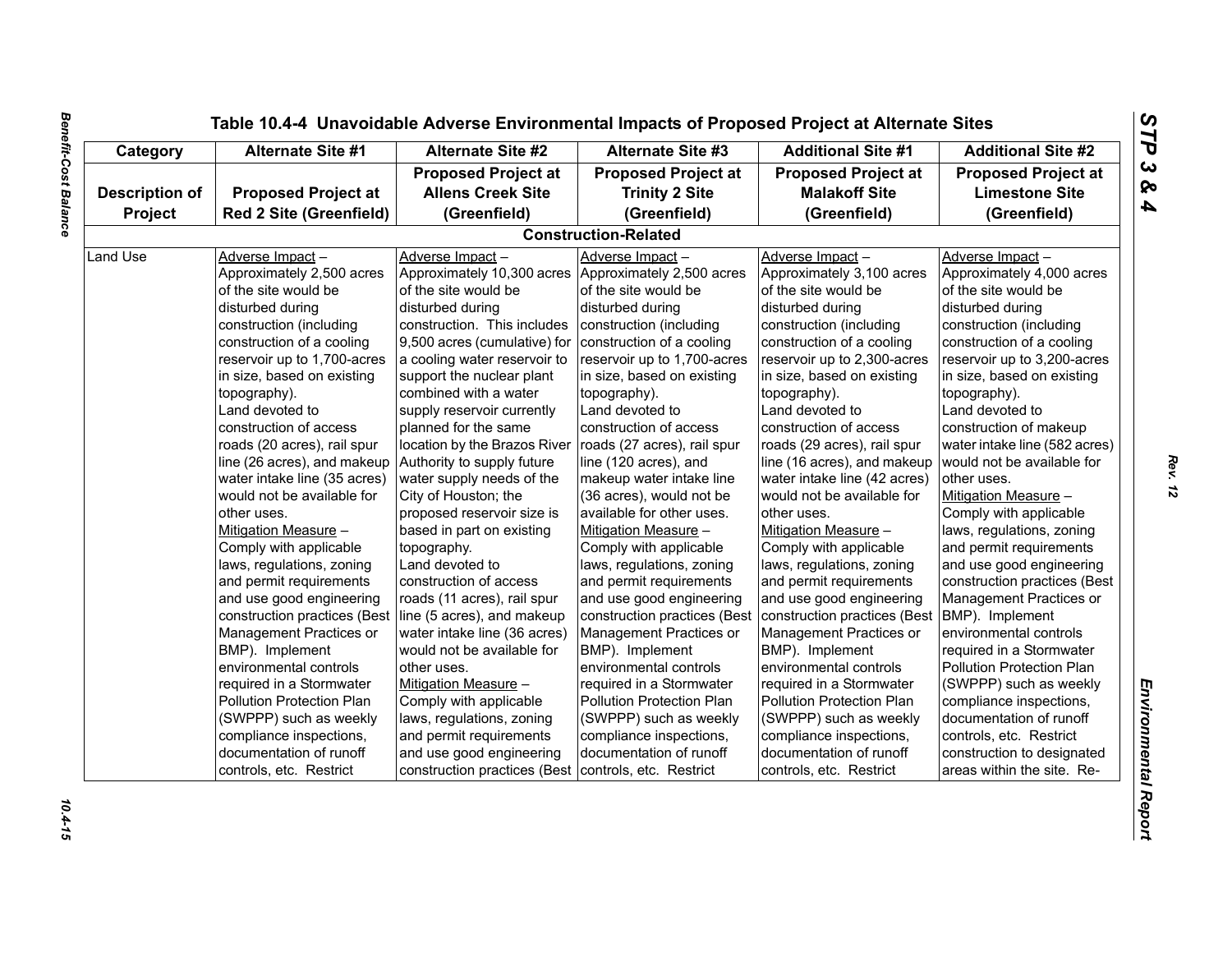## Table 10.4-4 Unavoidable Adverse Environmental Impacts of Proposed Project at Alternate Sites

| Category | Alternate Site #1 | Alternate Site #2 | Alternate Site #3 | Additional Site #1 | Additional Site #2 |
|---|---|---|---|---|---|
| **Description of Project** | **Proposed Project at Red 2 Site (Greenfield)** | **Proposed Project at Allens Creek Site (Greenfield)** | **Proposed Project at Trinity 2 Site (Greenfield)** | **Proposed Project at Malakoff Site (Greenfield)** | **Proposed Project at Limestone Site (Greenfield)** |
| **Construction-Related** | | | | | |
| Land Use | Adverse Impact – Approximately 2,500 acres of the site would be disturbed during construction (including construction of a cooling reservoir up to 1,700-acres in size, based on existing topography). Land devoted to construction of access roads (20 acres), rail spur line (26 acres), and makeup water intake line (35 acres) would not be available for other uses. Mitigation Measure – Comply with applicable laws, regulations, zoning and permit requirements and use good engineering construction practices (Best Management Practices or BMP). Implement environmental controls required in a Stormwater Pollution Protection Plan (SWPPP) such as weekly compliance inspections, documentation of runoff controls, etc. Restrict | Adverse Impact – Approximately 10,300 acres of the site would be disturbed during construction. This includes 9,500 acres (cumulative) for a cooling water reservoir to support the nuclear plant combined with a water supply reservoir currently planned for the same location by the Brazos River Authority to supply future water supply needs of the City of Houston; the proposed reservoir size is based in part on existing topography. Land devoted to construction of access roads (11 acres), rail spur line (5 acres), and makeup water intake line (36 acres) would not be available for other uses. Mitigation Measure – Comply with applicable laws, regulations, zoning and permit requirements and use good engineering construction practices (Best | Adverse Impact – Approximately 2,500 acres of the site would be disturbed during construction (including construction of a cooling reservoir up to 1,700-acres in size, based on existing topography). Land devoted to construction of access roads (27 acres), rail spur line (120 acres), and makeup water intake line (36 acres), would not be available for other uses. Mitigation Measure – Comply with applicable laws, regulations, zoning and permit requirements and use good engineering construction practices (Best Management Practices or BMP). Implement environmental controls required in a Stormwater Pollution Protection Plan (SWPPP) such as weekly compliance inspections, documentation of runoff controls, etc. Restrict | Adverse Impact – Approximately 3,100 acres of the site would be disturbed during construction (including construction of a cooling reservoir up to 2,300-acres in size, based on existing topography). Land devoted to construction of access roads (29 acres), rail spur line (16 acres), and makeup water intake line (42 acres) would not be available for other uses. Mitigation Measure – Comply with applicable laws, regulations, zoning and permit requirements and use good engineering construction practices (Best Management Practices or BMP). Implement environmental controls required in a Stormwater Pollution Protection Plan (SWPPP) such as weekly compliance inspections, documentation of runoff controls, etc. Restrict | Adverse Impact – Approximately 4,000 acres of the site would be disturbed during construction (including construction of a cooling reservoir up to 3,200-acres in size, based on existing topography). Land devoted to construction of makeup water intake line (582 acres) would not be available for other uses. Mitigation Measure – Comply with applicable laws, regulations, zoning and permit requirements and use good engineering construction practices (Best Management Practices or BMP). Implement environmental controls required in a Stormwater Pollution Protection Plan (SWPPP) such as weekly compliance inspections, documentation of runoff controls, etc. Restrict construction to designated areas within the site. Re- |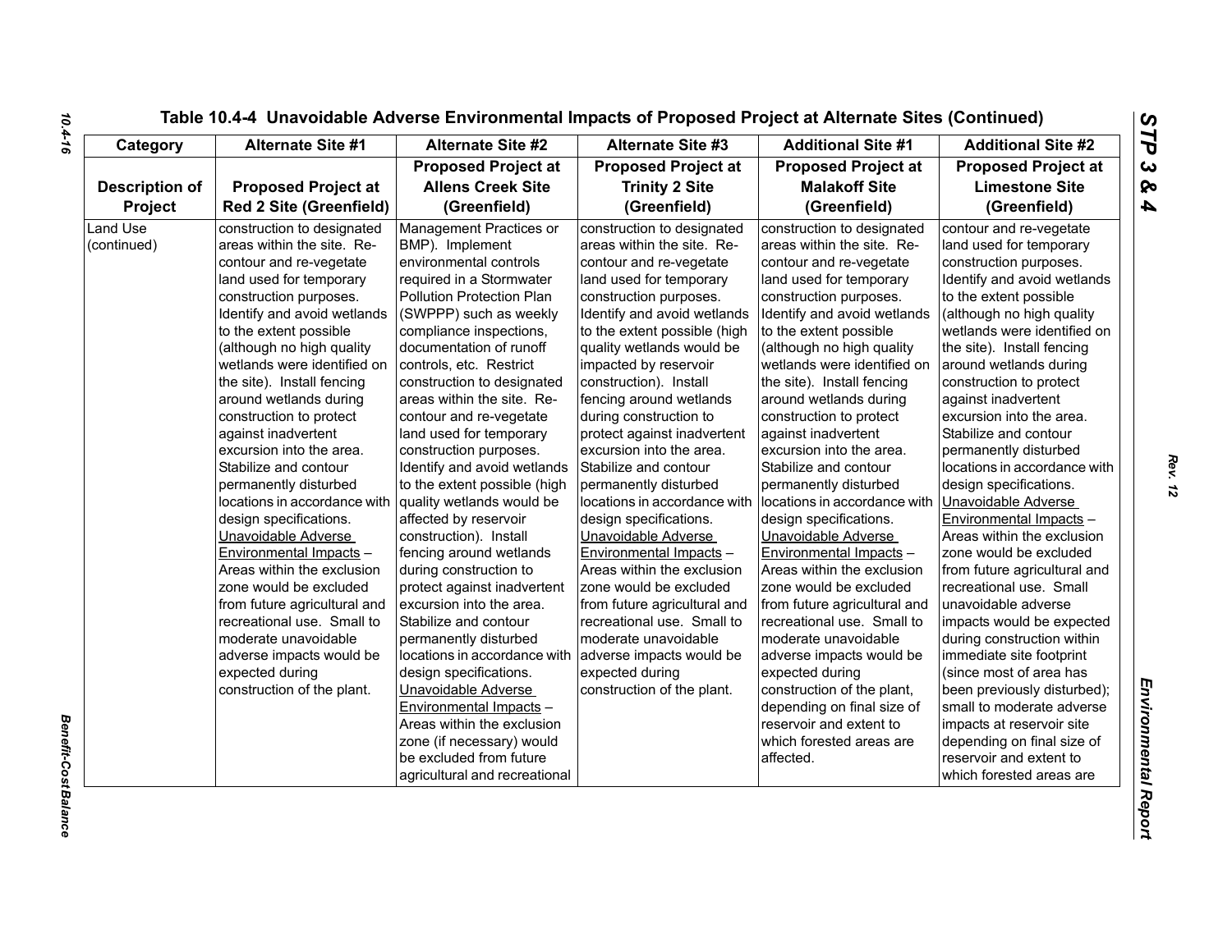**Table 10.4-4 Unavoidable Adverse Environmental Impacts of Proposed Project at Alternate Sites (Continued)**

| Category | Alternate Site #1 | Alternate Site #2 | Alternate Site #3 | Additional Site #1 | Additional Site #2 |
|---|---|---|---|---|---|
| **Description of Project** | **Proposed Project at Red 2 Site (Greenfield)** | **Proposed Project at Allens Creek Site (Greenfield)** | **Proposed Project at Trinity 2 Site (Greenfield)** | **Proposed Project at Malakoff Site (Greenfield)** | **Proposed Project at Limestone Site (Greenfield)** |
| Land Use (continued) | construction to designated areas within the site. Re-contour and re-vegetate land used for temporary construction purposes. Identify and avoid wetlands to the extent possible (although no high quality wetlands were identified on the site). Install fencing around wetlands during construction to protect against inadvertent excursion into the area. Stabilize and contour permanently disturbed locations in accordance with design specifications. Unavoidable Adverse Environmental Impacts – Areas within the exclusion zone would be excluded from future agricultural and recreational use. Small to moderate unavoidable adverse impacts would be expected during construction of the plant. | Management Practices or BMP). Implement environmental controls required in a Stormwater Pollution Protection Plan (SWPPP) such as weekly compliance inspections, documentation of runoff controls, etc. Restrict construction to designated areas within the site. Re-contour and re-vegetate land used for temporary construction purposes. Identify and avoid wetlands to the extent possible (high quality wetlands would be affected by reservoir construction). Install fencing around wetlands during construction to protect against inadvertent excursion into the area. Stabilize and contour permanently disturbed locations in accordance with design specifications. Unavoidable Adverse Environmental Impacts – Areas within the exclusion zone (if necessary) would be excluded from future agricultural and recreational | construction to designated areas within the site. Re-contour and re-vegetate land used for temporary construction purposes. Identify and avoid wetlands to the extent possible (high quality wetlands would be impacted by reservoir construction). Install fencing around wetlands during construction to protect against inadvertent excursion into the area. Stabilize and contour permanently disturbed locations in accordance with design specifications. Unavoidable Adverse Environmental Impacts – Areas within the exclusion zone would be excluded from future agricultural and recreational use. Small to moderate unavoidable adverse impacts would be expected during construction of the plant. | construction to designated areas within the site. Re-contour and re-vegetate land used for temporary construction purposes. Identify and avoid wetlands to the extent possible (although no high quality wetlands were identified on the site). Install fencing around wetlands during construction to protect against inadvertent excursion into the area. Stabilize and contour permanently disturbed locations in accordance with design specifications. Unavoidable Adverse Environmental Impacts – Areas within the exclusion zone would be excluded from future agricultural and recreational use. Small to moderate unavoidable adverse impacts would be expected during construction of the plant, depending on final size of reservoir and extent to which forested areas are affected. | contour and re-vegetate land used for temporary construction purposes. Identify and avoid wetlands to the extent possible (although no high quality wetlands were identified on the site). Install fencing around wetlands during construction to protect against inadvertent excursion into the area. Stabilize and contour permanently disturbed locations in accordance with design specifications. Unavoidable Adverse Environmental Impacts – Areas within the exclusion zone would be excluded from future agricultural and recreational use. Small unavoidable adverse impacts would be expected during construction within immediate site footprint (since most of area has been previously disturbed); small to moderate adverse impacts at reservoir site depending on final size of reservoir and extent to which forested areas are |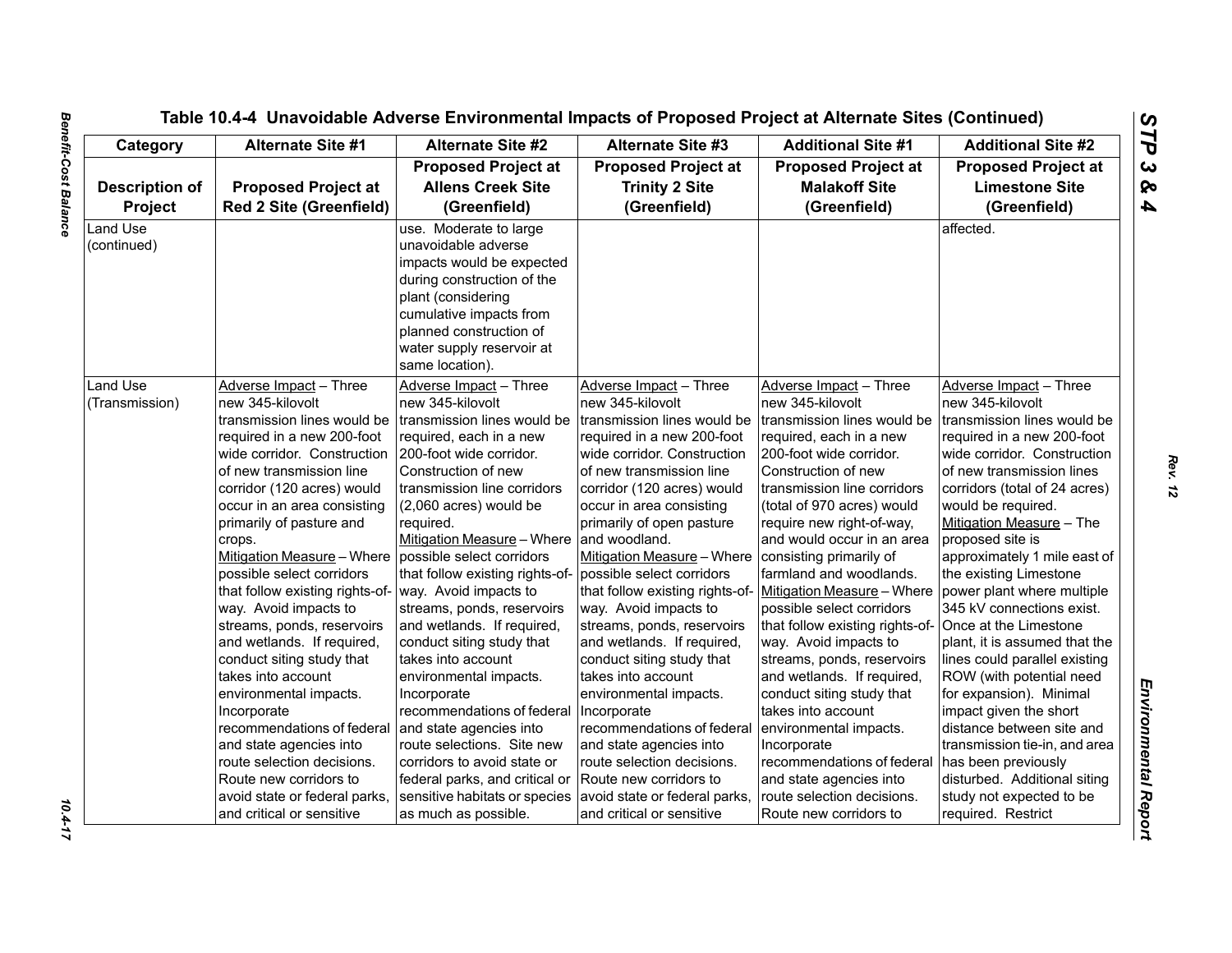## Table 10.4-4 Unavoidable Adverse Environmental Impacts of Proposed Project at Alternate Sites (Continued)

| Category | Alternate Site #1 | Alternate Site #2 | Alternate Site #3 | Additional Site #1 | Additional Site #2 |
|---|---|---|---|---|---|
| **Description of Project** | **Proposed Project at Red 2 Site (Greenfield)** | **Proposed Project at Allens Creek Site (Greenfield)** | **Proposed Project at Trinity 2 Site (Greenfield)** | **Proposed Project at Malakoff Site (Greenfield)** | **Proposed Project at Limestone Site (Greenfield)** |
| Land Use (continued) | | use. Moderate to large unavoidable adverse impacts would be expected during construction of the plant (considering cumulative impacts from planned construction of water supply reservoir at same location). | | | affected. |
| Land Use (Transmission) | Adverse Impact – Three new 345-kilovolt transmission lines would be required in a new 200-foot wide corridor. Construction of new transmission line corridor (120 acres) would occur in an area consisting primarily of pasture and crops.<br>Mitigation Measure – Where possible select corridors that follow existing rights-of-way. Avoid impacts to streams, ponds, reservoirs and wetlands. If required, conduct siting study that takes into account environmental impacts. Incorporate recommendations of federal and state agencies into route selection decisions. Route new corridors to avoid state or federal parks, and critical or sensitive | Adverse Impact – Three new 345-kilovolt transmission lines would be required, each in a new 200-foot wide corridor. Construction of new transmission line corridors (2,060 acres) would be required.<br>Mitigation Measure – Where possible select corridors that follow existing rights-of-way. Avoid impacts to streams, ponds, reservoirs and wetlands. If required, conduct siting study that takes into account environmental impacts. Incorporate recommendations of federal and state agencies into route selections. Site new corridors to avoid state or federal parks, and critical or sensitive habitats or species as much as possible. | Adverse Impact – Three new 345-kilovolt transmission lines would be required in a new 200-foot wide corridor. Construction of new transmission line corridor (120 acres) would occur in area consisting primarily of open pasture and woodland.<br>Mitigation Measure – Where possible select corridors that follow existing rights-of-way. Avoid impacts to streams, ponds, reservoirs and wetlands. If required, conduct siting study that takes into account environmental impacts. Incorporate recommendations of federal and state agencies into route selection decisions. Route new corridors to avoid state or federal parks, and critical or sensitive | Adverse Impact – Three new 345-kilovolt transmission lines would be required, each in a new 200-foot wide corridor. Construction of new transmission line corridors (total of 970 acres) would require new right-of-way, and would occur in an area consisting primarily of farmland and woodlands.<br>Mitigation Measure – Where possible select corridors that follow existing rights-of-way. Avoid impacts to streams, ponds, reservoirs and wetlands. If required, conduct siting study that takes into account environmental impacts. Incorporate recommendations of federal and state agencies into route selection decisions. Route new corridors to | Adverse Impact – Three new 345-kilovolt transmission lines would be required in a new 200-foot wide corridor. Construction of new transmission lines corridors (total of 24 acres) would be required.<br>Mitigation Measure – The proposed site is approximately 1 mile east of the existing Limestone power plant where multiple 345 kV connections exist. Once at the Limestone plant, it is assumed that the lines could parallel existing ROW (with potential need for expansion). Minimal impact given the short distance between site and transmission tie-in, and area has been previously disturbed. Additional siting study not expected to be required. Restrict |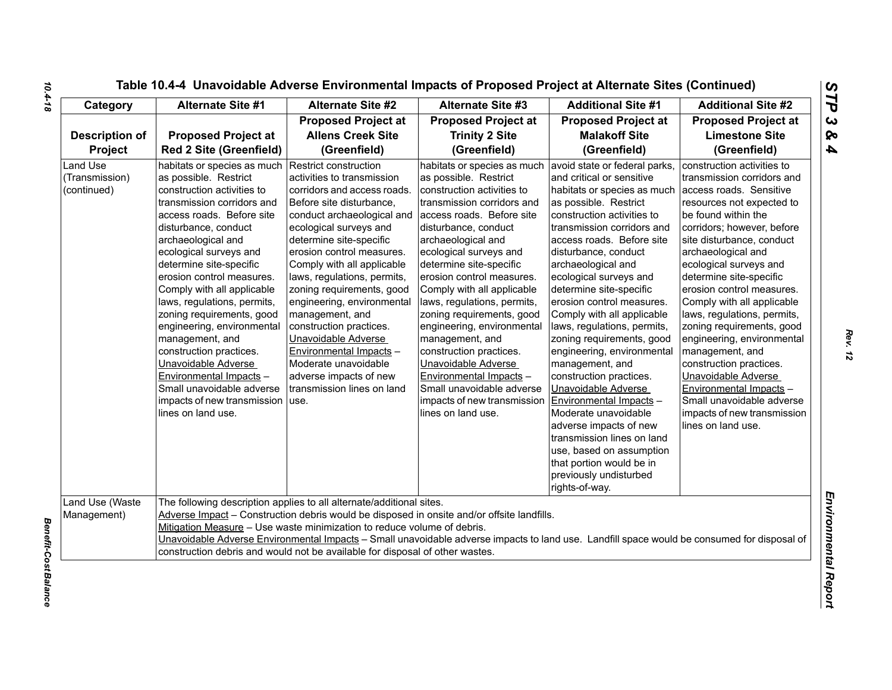## Table 10.4-4 Unavoidable Adverse Environmental Impacts of Proposed Project at Alternate Sites (Continued)

| Category | Alternate Site #1 | Alternate Site #2 | Alternate Site #3 | Additional Site #1 | Additional Site #2 |
|---|---|---|---|---|---|
| **Description of Project** | **Proposed Project at Red 2 Site (Greenfield)** | **Proposed Project at Allens Creek Site (Greenfield)** | **Proposed Project at Trinity 2 Site (Greenfield)** | **Proposed Project at Malakoff Site (Greenfield)** | **Proposed Project at Limestone Site (Greenfield)** |
| Land Use (Transmission) (continued) | habitats or species as much as possible. Restrict construction activities to transmission corridors and access roads. Before site disturbance, conduct archaeological and ecological surveys and determine site-specific erosion control measures. Comply with all applicable laws, regulations, permits, zoning requirements, good engineering, environmental management, and construction practices. Unavoidable Adverse Environmental Impacts – Small unavoidable adverse impacts of new transmission lines on land use. | Restrict construction activities to transmission corridors and access roads. Before site disturbance, conduct archaeological and ecological surveys and determine site-specific erosion control measures. Comply with all applicable laws, regulations, permits, zoning requirements, good engineering, environmental management, and construction practices. Unavoidable Adverse Environmental Impacts – Moderate unavoidable adverse impacts of new transmission lines on land use. | habitats or species as much as possible. Restrict construction activities to transmission corridors and access roads. Before site disturbance, conduct archaeological and ecological surveys and determine site-specific erosion control measures. Comply with all applicable laws, regulations, permits, zoning requirements, good engineering, environmental management, and construction practices. Unavoidable Adverse Environmental Impacts – Small unavoidable adverse impacts of new transmission lines on land use. | avoid state or federal parks, and critical or sensitive habitats or species as much as possible. Restrict construction activities to transmission corridors and access roads. Before site disturbance, conduct archaeological and ecological surveys and determine site-specific erosion control measures. Comply with all applicable laws, regulations, permits, zoning requirements, good engineering, environmental management, and construction practices. Unavoidable Adverse Environmental Impacts – Moderate unavoidable adverse impacts of new transmission lines on land use, based on assumption that portion would be in previously undisturbed rights-of-way. | construction activities to transmission corridors and access roads. Sensitive resources not expected to be found within the corridors; however, before site disturbance, conduct archaeological and ecological surveys and determine site-specific erosion control measures. Comply with all applicable laws, regulations, permits, zoning requirements, good engineering, environmental management, and construction practices. Unavoidable Adverse Environmental Impacts – Small unavoidable adverse impacts of new transmission lines on land use. |
| Land Use (Waste Management) | The following description applies to all alternate/additional sites. Adverse Impact – Construction debris would be disposed in onsite and/or offsite landfills. Mitigation Measure – Use waste minimization to reduce volume of debris. Unavoidable Adverse Environmental Impacts – Small unavoidable adverse impacts to land use. Landfill space would be consumed for disposal of construction debris and would not be available for disposal of other wastes. | | | | |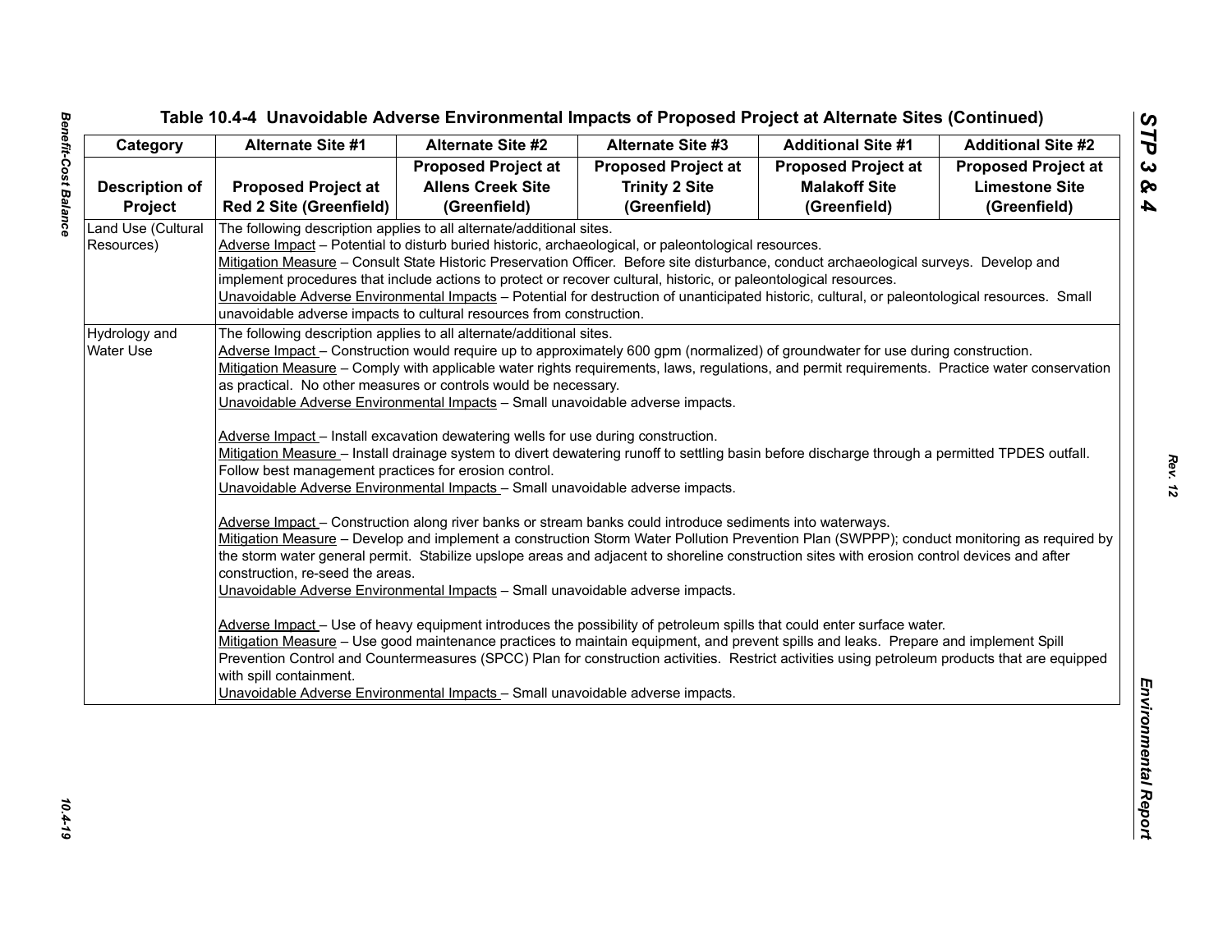## Table 10.4-4 Unavoidable Adverse Environmental Impacts of Proposed Project at Alternate Sites (Continued)

| Category | Alternate Site #1 | Alternate Site #2 | Alternate Site #3 | Additional Site #1 | Additional Site #2 |
|---|---|---|---|---|---|
| Description of Project | Proposed Project at Red 2 Site (Greenfield) | Proposed Project at Allens Creek Site (Greenfield) | Proposed Project at Trinity 2 Site (Greenfield) | Proposed Project at Malakoff Site (Greenfield) | Proposed Project at Limestone Site (Greenfield) |
| Land Use (Cultural Resources) | The following description applies to all alternate/additional sites.<br>Adverse Impact – Potential to disturb buried historic, archaeological, or paleontological resources.<br>Mitigation Measure – Consult State Historic Preservation Officer. Before site disturbance, conduct archaeological surveys. Develop and implement procedures that include actions to protect or recover cultural, historic, or paleontological resources.<br>Unavoidable Adverse Environmental Impacts – Potential for destruction of unanticipated historic, cultural, or paleontological resources. Small unavoidable adverse impacts to cultural resources from construction. | | | | |
| Hydrology and Water Use | The following description applies to all alternate/additional sites.<br>Adverse Impact – Construction would require up to approximately 600 gpm (normalized) of groundwater for use during construction.<br>Mitigation Measure – Comply with applicable water rights requirements, laws, regulations, and permit requirements. Practice water conservation as practical. No other measures or controls would be necessary.<br>Unavoidable Adverse Environmental Impacts – Small unavoidable adverse impacts.<br><br>Adverse Impact – Install excavation dewatering wells for use during construction.<br>Mitigation Measure – Install drainage system to divert dewatering runoff to settling basin before discharge through a permitted TPDES outfall. Follow best management practices for erosion control.<br>Unavoidable Adverse Environmental Impacts – Small unavoidable adverse impacts.<br><br>Adverse Impact – Construction along river banks or stream banks could introduce sediments into waterways.<br>Mitigation Measure – Develop and implement a construction Storm Water Pollution Prevention Plan (SWPPP); conduct monitoring as required by the storm water general permit. Stabilize upslope areas and adjacent to shoreline construction sites with erosion control devices and after construction, re-seed the areas.<br>Unavoidable Adverse Environmental Impacts – Small unavoidable adverse impacts.<br><br>Adverse Impact – Use of heavy equipment introduces the possibility of petroleum spills that could enter surface water.<br>Mitigation Measure – Use good maintenance practices to maintain equipment, and prevent spills and leaks. Prepare and implement Spill Prevention Control and Countermeasures (SPCC) Plan for construction activities. Restrict activities using petroleum products that are equipped with spill containment.<br>Unavoidable Adverse Environmental Impacts – Small unavoidable adverse impacts. | | | | |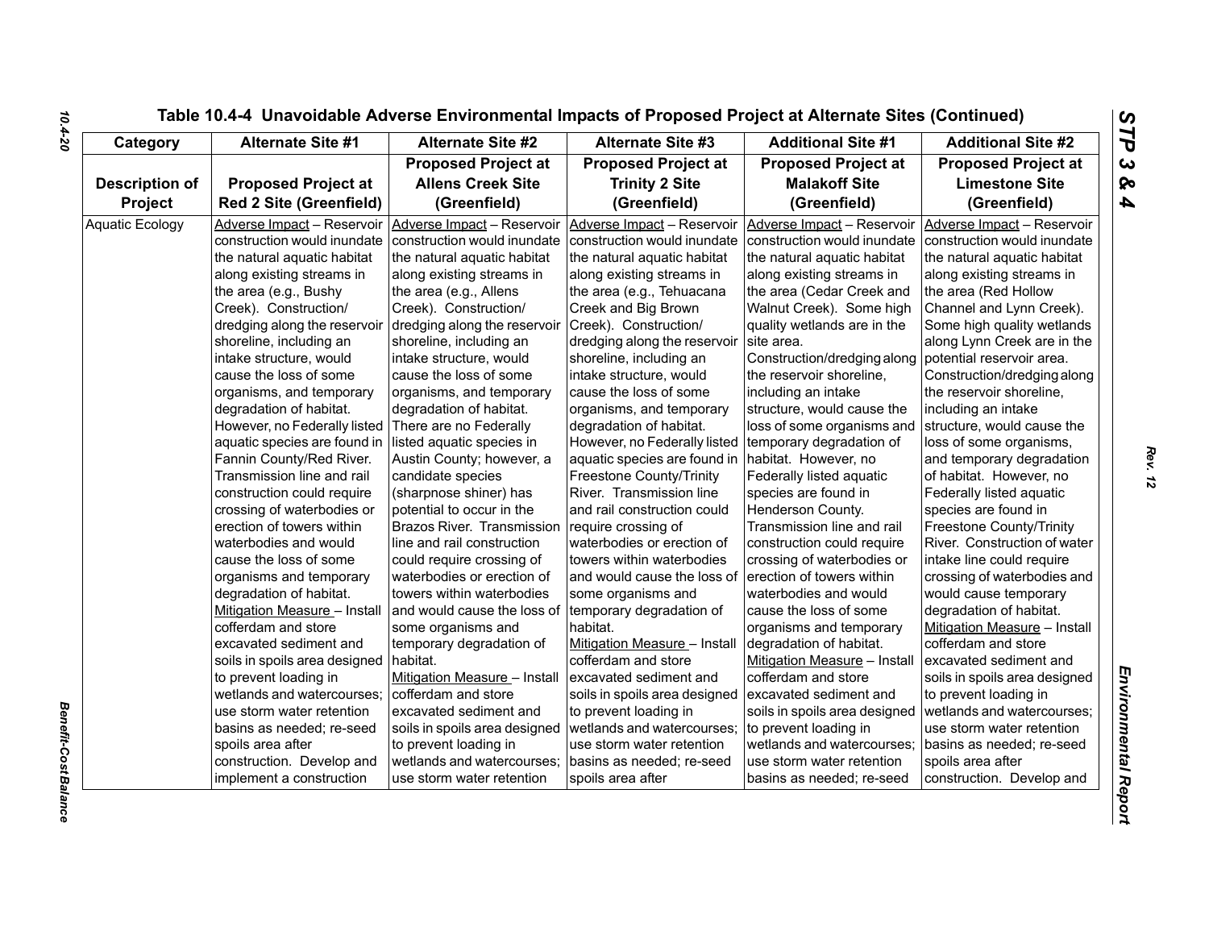## Table 10.4-4 Unavoidable Adverse Environmental Impacts of Proposed Project at Alternate Sites (Continued)

| Category | Alternate Site #1 | Alternate Site #2 | Alternate Site #3 | Additional Site #1 | Additional Site #2 |
|---|---|---|---|---|---|
| **Description of Project** | **Proposed Project at Red 2 Site (Greenfield)** | **Proposed Project at Allens Creek Site (Greenfield)** | **Proposed Project at Trinity 2 Site (Greenfield)** | **Proposed Project at Malakoff Site (Greenfield)** | **Proposed Project at Limestone Site (Greenfield)** |
| Aquatic Ecology | Adverse Impact – Reservoir construction would inundate the natural aquatic habitat along existing streams in the area (e.g., Bushy Creek). Construction/ dredging along the reservoir shoreline, including an intake structure, would cause the loss of some organisms, and temporary degradation of habitat. However, no Federally listed aquatic species are found in Fannin County/Red River. Transmission line and rail construction could require crossing of waterbodies or erection of towers within waterbodies and would cause the loss of some organisms and temporary degradation of habitat. Mitigation Measure – Install cofferdam and store excavated sediment and soils in spoils area designed to prevent loading in wetlands and watercourses; use storm water retention basins as needed; re-seed spoils area after construction. Develop and implement a construction | Adverse Impact – Reservoir construction would inundate the natural aquatic habitat along existing streams in the area (e.g., Allens Creek). Construction/ dredging along the reservoir shoreline, including an intake structure, would cause the loss of some organisms, and temporary degradation of habitat. There are no Federally listed aquatic species in Austin County; however, a candidate species (sharpnose shiner) has potential to occur in the Brazos River. Transmission line and rail construction could require crossing of waterbodies or erection of towers within waterbodies and would cause the loss of some organisms and temporary degradation of habitat. Mitigation Measure – Install cofferdam and store excavated sediment and soils in spoils area designed to prevent loading in wetlands and watercourses; use storm water retention | Adverse Impact – Reservoir construction would inundate the natural aquatic habitat along existing streams in the area (e.g., Tehuacana Creek and Big Brown Creek). Construction/ dredging along the reservoir shoreline, including an intake structure, would cause the loss of some organisms, and temporary degradation of habitat. However, no Federally listed aquatic species are found in Freestone County/Trinity River. Transmission line and rail construction could require crossing of waterbodies or erection of towers within waterbodies and would cause the loss of some organisms and temporary degradation of habitat. Mitigation Measure – Install cofferdam and store excavated sediment and soils in spoils area designed to prevent loading in wetlands and watercourses; use storm water retention basins as needed; re-seed spoils area after | Adverse Impact – Reservoir construction would inundate the natural aquatic habitat along existing streams in the area (Cedar Creek and Walnut Creek). Some high quality wetlands are in the site area. Construction/dredging along the reservoir shoreline, including an intake structure, would cause the loss of some organisms and temporary degradation of habitat. However, no Federally listed aquatic species are found in Henderson County. Transmission line and rail construction could require crossing of waterbodies or erection of towers within waterbodies and would cause the loss of some organisms and temporary degradation of habitat. Mitigation Measure – Install cofferdam and store excavated sediment and soils in spoils area designed to prevent loading in wetlands and watercourses; use storm water retention basins as needed; re-seed | Adverse Impact – Reservoir construction would inundate the natural aquatic habitat along existing streams in the area (Red Hollow Channel and Lynn Creek). Some high quality wetlands along Lynn Creek are in the potential reservoir area. Construction/dredging along the reservoir shoreline, including an intake structure, would cause the loss of some organisms, and temporary degradation of habitat. However, no Federally listed aquatic species are found in Freestone County/Trinity River. Construction of water intake line could require crossing of waterbodies and would cause temporary degradation of habitat. Mitigation Measure – Install cofferdam and store excavated sediment and soils in spoils area designed to prevent loading in wetlands and watercourses; use storm water retention basins as needed; re-seed spoils area after construction. Develop and |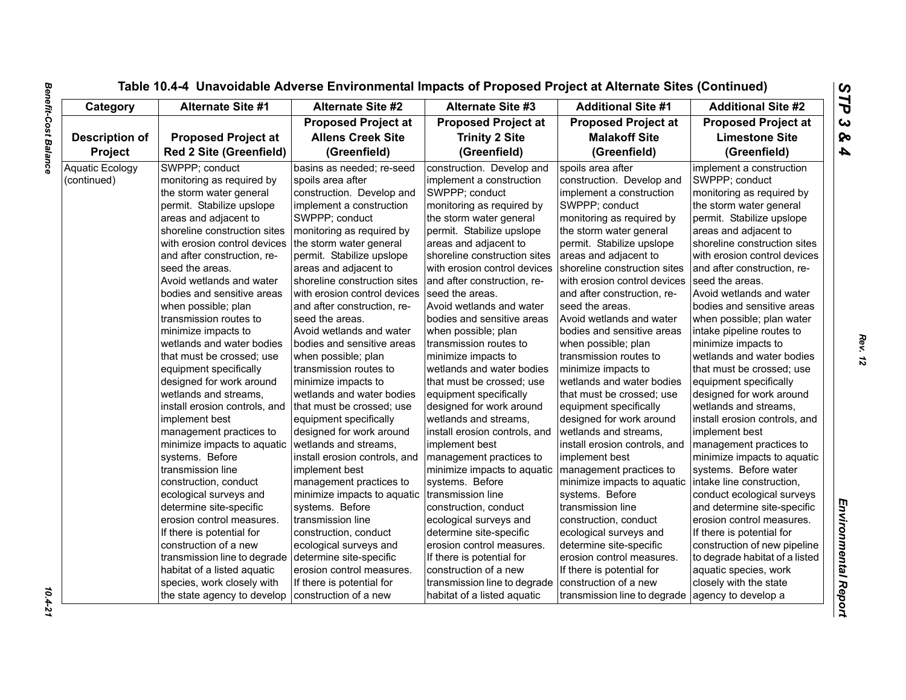Table 10.4-4 Unavoidable Adverse Environmental Impacts of Proposed Project at Alternate Sites (Continued)

| Category | Alternate Site #1 | Alternate Site #2 | Alternate Site #3 | Additional Site #1 | Additional Site #2 |
|---|---|---|---|---|---|
| Description of Project | Proposed Project at Red 2 Site (Greenfield) | Proposed Project at Allens Creek Site (Greenfield) | Proposed Project at Trinity 2 Site (Greenfield) | Proposed Project at Malakoff Site (Greenfield) | Proposed Project at Limestone Site (Greenfield) |
| Aquatic Ecology (continued) | SWPPP; conduct monitoring as required by the storm water general permit. Stabilize upslope areas and adjacent to shoreline construction sites with erosion control devices and after construction, re-seed the areas. Avoid wetlands and water bodies and sensitive areas when possible; plan transmission routes to minimize impacts to wetlands and water bodies that must be crossed; use equipment specifically designed for work around wetlands and streams, install erosion controls, and implement best management practices to minimize impacts to aquatic systems. Before transmission line construction, conduct ecological surveys and determine site-specific erosion control measures. If there is potential for construction of a new transmission line to degrade habitat of a listed aquatic species, work closely with the state agency to develop | basins as needed; re-seed spoils area after construction. Develop and implement a construction SWPPP; conduct monitoring as required by the storm water general permit. Stabilize upslope areas and adjacent to shoreline construction sites with erosion control devices and after construction, re-seed the areas. Avoid wetlands and water bodies and sensitive areas when possible; plan transmission routes to minimize impacts to wetlands and water bodies that must be crossed; use equipment specifically designed for work around wetlands and streams, install erosion controls, and implement best management practices to minimize impacts to aquatic systems. Before transmission line construction, conduct ecological surveys and determine site-specific erosion control measures. If there is potential for construction of a new | construction. Develop and implement a construction SWPPP; conduct monitoring as required by the storm water general permit. Stabilize upslope areas and adjacent to shoreline construction sites with erosion control devices and after construction, re-seed the areas. Avoid wetlands and water bodies and sensitive areas when possible; plan transmission routes to minimize impacts to wetlands and water bodies that must be crossed; use equipment specifically designed for work around wetlands and streams, install erosion controls, and implement best management practices to minimize impacts to aquatic systems. Before transmission line construction, conduct ecological surveys and determine site-specific erosion control measures. If there is potential for construction of a new transmission line to degrade habitat of a listed aquatic | spoils area after construction. Develop and implement a construction SWPPP; conduct monitoring as required by the storm water general permit. Stabilize upslope areas and adjacent to shoreline construction sites with erosion control devices and after construction, re-seed the areas. Avoid wetlands and water bodies and sensitive areas when possible; plan transmission routes to minimize impacts to wetlands and water bodies that must be crossed; use equipment specifically designed for work around wetlands and streams, install erosion controls, and implement best management practices to minimize impacts to aquatic systems. Before transmission line construction, conduct ecological surveys and determine site-specific erosion control measures. If there is potential for construction of a new transmission line to degrade | implement a construction SWPPP; conduct monitoring as required by the storm water general permit. Stabilize upslope areas and adjacent to shoreline construction sites with erosion control devices and after construction, re-seed the areas. Avoid wetlands and water bodies and sensitive areas when possible; plan water intake pipeline routes to minimize impacts to wetlands and water bodies that must be crossed; use equipment specifically designed for work around wetlands and streams, install erosion controls, and implement best management practices to minimize impacts to aquatic systems. Before water intake line construction, conduct ecological surveys and determine site-specific erosion control measures. If there is potential for construction of new pipeline to degrade habitat of a listed aquatic species, work closely with the state agency to develop a |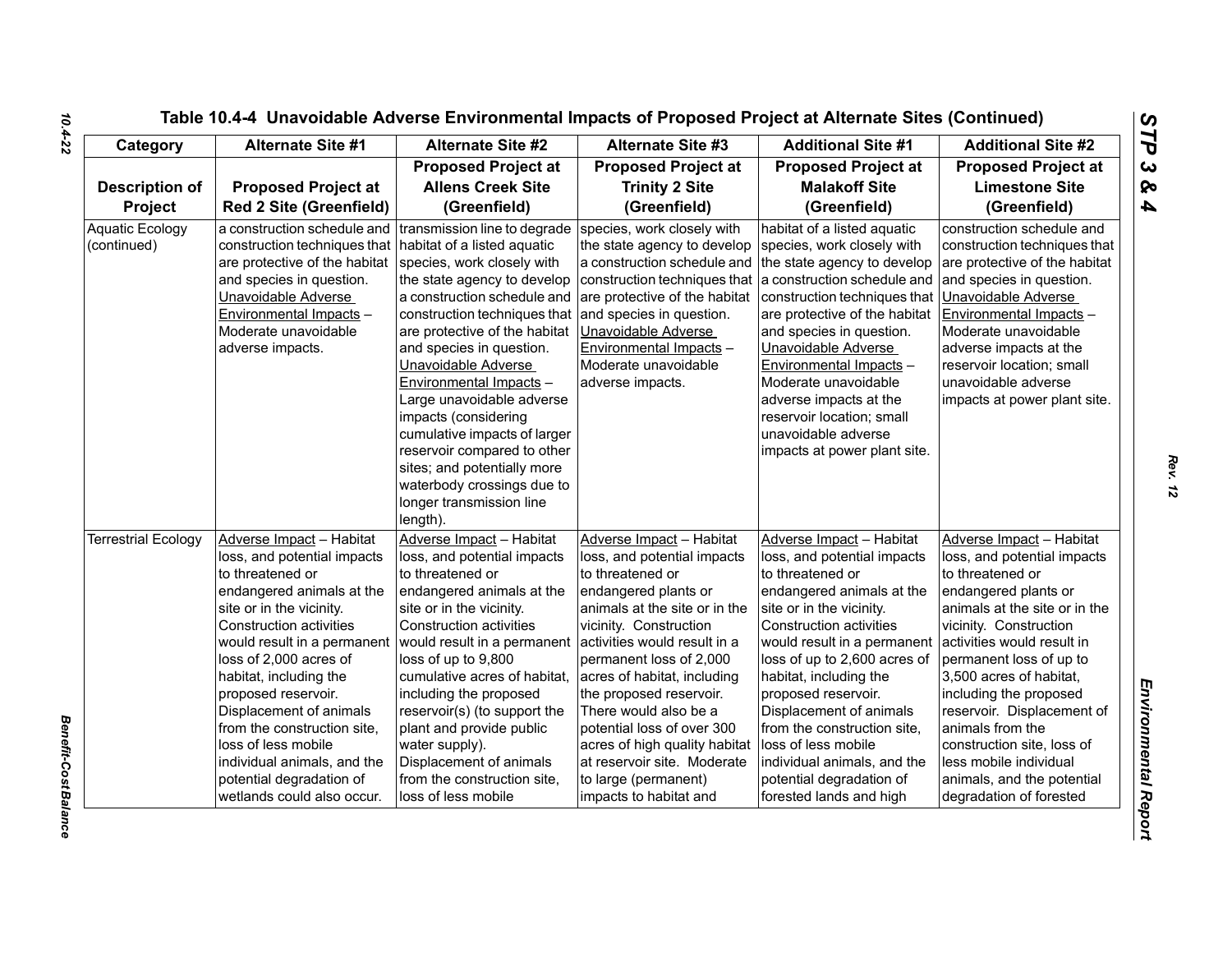## Table 10.4-4 Unavoidable Adverse Environmental Impacts of Proposed Project at Alternate Sites (Continued)

| Category | Alternate Site #1 | Alternate Site #2 | Alternate Site #3 | Additional Site #1 | Additional Site #2 |
|---|---|---|---|---|---|
| **Description of Project** | **Proposed Project at Red 2 Site (Greenfield)** | **Proposed Project at Allens Creek Site (Greenfield)** | **Proposed Project at Trinity 2 Site (Greenfield)** | **Proposed Project at Malakoff Site (Greenfield)** | **Proposed Project at Limestone Site (Greenfield)** |
| Aquatic Ecology (continued) | a construction schedule and construction techniques that are protective of the habitat and species in question. <u>Unavoidable Adverse Environmental Impacts</u> – Moderate unavoidable adverse impacts. | transmission line to degrade habitat of a listed aquatic species, work closely with the state agency to develop a construction schedule and construction techniques that are protective of the habitat and species in question. <u>Unavoidable Adverse Environmental Impacts</u> – Large unavoidable adverse impacts (considering cumulative impacts of larger reservoir compared to other sites; and potentially more waterbody crossings due to longer transmission line length). | species, work closely with the state agency to develop a construction schedule and construction techniques that are protective of the habitat and species in question. <u>Unavoidable Adverse Environmental Impacts</u> – Moderate unavoidable adverse impacts. | habitat of a listed aquatic species, work closely with the state agency to develop a construction schedule and construction techniques that are protective of the habitat and species in question. <u>Unavoidable Adverse Environmental Impacts</u> – Moderate unavoidable adverse impacts at the reservoir location; small unavoidable adverse impacts at power plant site. | construction schedule and construction techniques that are protective of the habitat and species in question. <u>Unavoidable Adverse Environmental Impacts</u> – Moderate unavoidable adverse impacts at the reservoir location; small unavoidable adverse impacts at power plant site. |
| Terrestrial Ecology | <u>Adverse Impact</u> – Habitat loss, and potential impacts to threatened or endangered animals at the site or in the vicinity. Construction activities would result in a permanent loss of 2,000 acres of habitat, including the proposed reservoir. Displacement of animals from the construction site, loss of less mobile individual animals, and the potential degradation of wetlands could also occur. | <u>Adverse Impact</u> – Habitat loss, and potential impacts to threatened or endangered animals at the site or in the vicinity. Construction activities would result in a permanent loss of up to 9,800 cumulative acres of habitat, including the proposed reservoir(s) (to support the plant and provide public water supply). Displacement of animals from the construction site, loss of less mobile | <u>Adverse Impact</u> – Habitat loss, and potential impacts to threatened or endangered plants or animals at the site or in the vicinity. Construction activities would result in a permanent loss of 2,000 acres of habitat, including the proposed reservoir. There would also be a potential loss of over 300 acres of high quality habitat at reservoir site. Moderate to large (permanent) impacts to habitat and | <u>Adverse Impact</u> – Habitat loss, and potential impacts to threatened or endangered animals at the site or in the vicinity. Construction activities would result in a permanent loss of up to 2,600 acres of habitat, including the proposed reservoir. Displacement of animals from the construction site, loss of less mobile individual animals, and the potential degradation of forested lands and high | <u>Adverse Impact</u> – Habitat loss, and potential impacts to threatened or endangered plants or animals at the site or in the vicinity. Construction activities would result in permanent loss of up to 3,500 acres of habitat, including the proposed reservoir. Displacement of animals from the construction site, loss of less mobile individual animals, and the potential degradation of forested |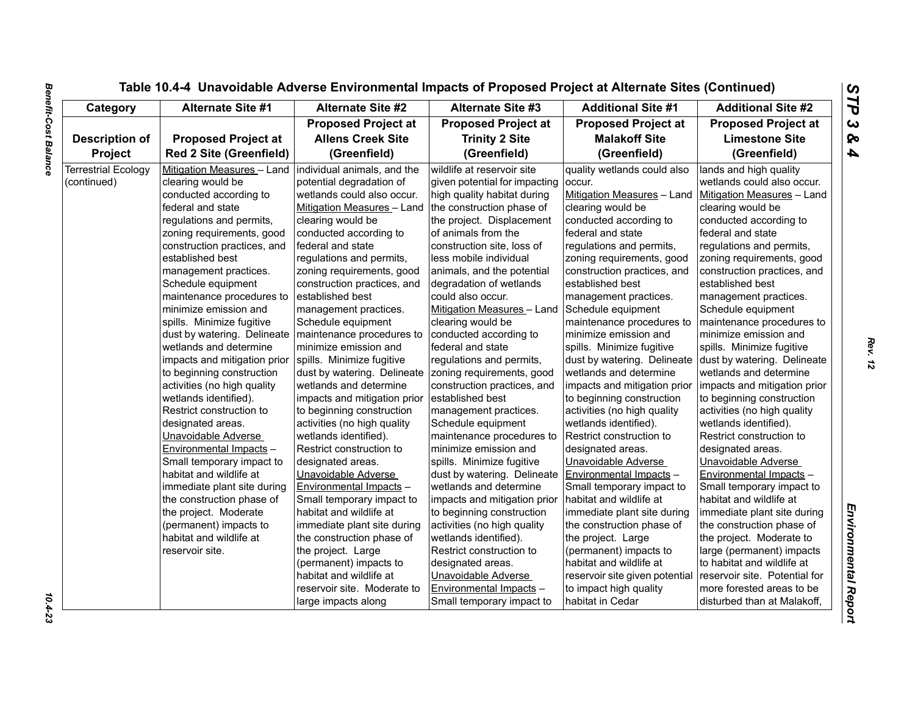Table 10.4-4 Unavoidable Adverse Environmental Impacts of Proposed Project at Alternate Sites (Continued)

| Category | Alternate Site #1 | Alternate Site #2 | Alternate Site #3 | Additional Site #1 | Additional Site #2 |
|---|---|---|---|---|---|
| Description of Project | Proposed Project at Red 2 Site (Greenfield) | Proposed Project at Allens Creek Site (Greenfield) | Proposed Project at Trinity 2 Site (Greenfield) | Proposed Project at Malakoff Site (Greenfield) | Proposed Project at Limestone Site (Greenfield) |
| Terrestrial Ecology (continued) | Mitigation Measures – Land clearing would be conducted according to federal and state regulations and permits, zoning requirements, good construction practices, and established best management practices. Schedule equipment maintenance procedures to minimize emission and spills. Minimize fugitive dust by watering. Delineate wetlands and determine impacts and mitigation prior to beginning construction activities (no high quality wetlands identified). Restrict construction to designated areas. Unavoidable Adverse Environmental Impacts – Small temporary impact to habitat and wildlife at immediate plant site during the construction phase of the project. Moderate (permanent) impacts to habitat and wildlife at reservoir site. | individual animals, and the potential degradation of wetlands could also occur. Mitigation Measures – Land clearing would be conducted according to federal and state regulations and permits, zoning requirements, good construction practices, and established best management practices. Schedule equipment maintenance procedures to minimize emission and spills. Minimize fugitive dust by watering. Delineate wetlands and determine impacts and mitigation prior to beginning construction activities (no high quality wetlands identified). Restrict construction to designated areas. Unavoidable Adverse Environmental Impacts – Small temporary impact to habitat and wildlife at immediate plant site during the construction phase of the project. Large (permanent) impacts to habitat and wildlife at reservoir site. Moderate to large impacts along | wildlife at reservoir site given potential for impacting high quality habitat during the construction phase of the project. Displacement of animals from the construction site, loss of less mobile individual animals, and the potential degradation of wetlands could also occur. Mitigation Measures – Land clearing would be conducted according to federal and state regulations and permits, zoning requirements, good construction practices, and established best management practices. Schedule equipment maintenance procedures to minimize emission and spills. Minimize fugitive dust by watering. Delineate wetlands and determine impacts and mitigation prior to beginning construction activities (no high quality wetlands identified). Restrict construction to designated areas. Unavoidable Adverse Environmental Impacts – Small temporary impact to | quality wetlands could also occur. Mitigation Measures – Land clearing would be conducted according to federal and state regulations and permits, zoning requirements, good construction practices, and established best management practices. Schedule equipment maintenance procedures to minimize emission and spills. Minimize fugitive dust by watering. Delineate wetlands and determine impacts and mitigation prior to beginning construction activities (no high quality wetlands identified). Restrict construction to designated areas. Unavoidable Adverse Environmental Impacts – Small temporary impact to habitat and wildlife at immediate plant site during the construction phase of the project. Large (permanent) impacts to habitat and wildlife at reservoir site given potential to impact high quality habitat in Cedar | lands and high quality wetlands could also occur. Mitigation Measures – Land clearing would be conducted according to federal and state regulations and permits, zoning requirements, good construction practices, and established best management practices. Schedule equipment maintenance procedures to minimize emission and spills. Minimize fugitive dust by watering. Delineate wetlands and determine impacts and mitigation prior to beginning construction activities (no high quality wetlands identified). Restrict construction to designated areas. Unavoidable Adverse Environmental Impacts – Small temporary impact to habitat and wildlife at immediate plant site during the construction phase of the project. Moderate to large (permanent) impacts to habitat and wildlife at reservoir site. Potential for more forested areas to be disturbed than at Malakoff, |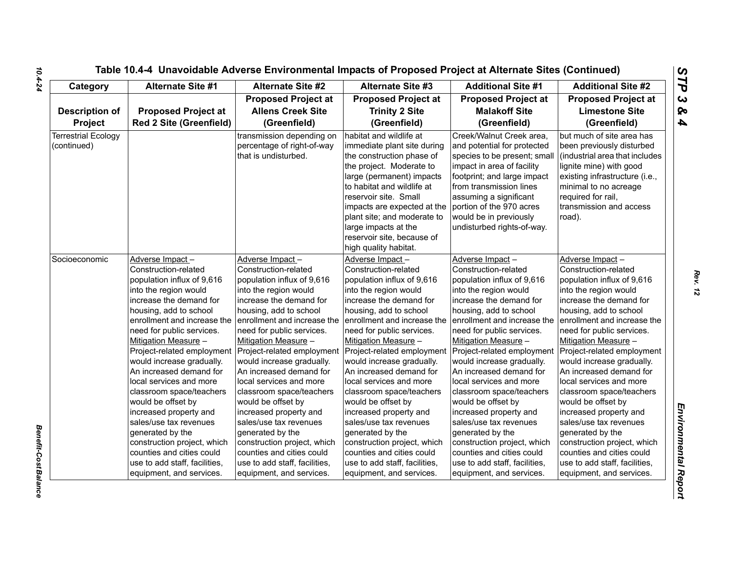## Table 10.4-4 Unavoidable Adverse Environmental Impacts of Proposed Project at Alternate Sites (Continued)

| Category | Alternate Site #1 | Alternate Site #2 | Alternate Site #3 | Additional Site #1 | Additional Site #2 |
|---|---|---|---|---|---|
| **Description of Project** | **Proposed Project at Red 2 Site (Greenfield)** | **Proposed Project at Allens Creek Site (Greenfield)** | **Proposed Project at Trinity 2 Site (Greenfield)** | **Proposed Project at Malakoff Site (Greenfield)** | **Proposed Project at Limestone Site (Greenfield)** |
| Terrestrial Ecology (continued) | | transmission depending on percentage of right-of-way that is undisturbed. | habitat and wildlife at immediate plant site during the construction phase of the project. Moderate to large (permanent) impacts to habitat and wildlife at reservoir site. Small impacts are expected at the plant site; and moderate to large impacts at the reservoir site, because of high quality habitat. | Creek/Walnut Creek area, and potential for protected species to be present; small impact in area of facility footprint; and large impact from transmission lines assuming a significant portion of the 970 acres would be in previously undisturbed rights-of-way. | but much of site area has been previously disturbed (industrial area that includes lignite mine) with good existing infrastructure (i.e., minimal to no acreage required for rail, transmission and access road). |
| Socioeconomic | Adverse Impact – Construction-related population influx of 9,616 into the region would increase the demand for housing, add to school enrollment and increase the need for public services. Mitigation Measure – Project-related employment would increase gradually. An increased demand for local services and more classroom space/teachers would be offset by increased property and sales/use tax revenues generated by the construction project, which counties and cities could use to add staff, facilities, equipment, and services. | Adverse Impact – Construction-related population influx of 9,616 into the region would increase the demand for housing, add to school enrollment and increase the need for public services. Mitigation Measure – Project-related employment would increase gradually. An increased demand for local services and more classroom space/teachers would be offset by increased property and sales/use tax revenues generated by the construction project, which counties and cities could use to add staff, facilities, equipment, and services. | Adverse Impact – Construction-related population influx of 9,616 into the region would increase the demand for housing, add to school enrollment and increase the need for public services. Mitigation Measure – Project-related employment would increase gradually. An increased demand for local services and more classroom space/teachers would be offset by increased property and sales/use tax revenues generated by the construction project, which counties and cities could use to add staff, facilities, equipment, and services. | Adverse Impact – Construction-related population influx of 9,616 into the region would increase the demand for housing, add to school enrollment and increase the need for public services. Mitigation Measure – Project-related employment would increase gradually. An increased demand for local services and more classroom space/teachers would be offset by increased property and sales/use tax revenues generated by the construction project, which counties and cities could use to add staff, facilities, equipment, and services. | Adverse Impact – Construction-related population influx of 9,616 into the region would increase the demand for housing, add to school enrollment and increase the need for public services. Mitigation Measure – Project-related employment would increase gradually. An increased demand for local services and more classroom space/teachers would be offset by increased property and sales/use tax revenues generated by the construction project, which counties and cities could use to add staff, facilities, equipment, and services. |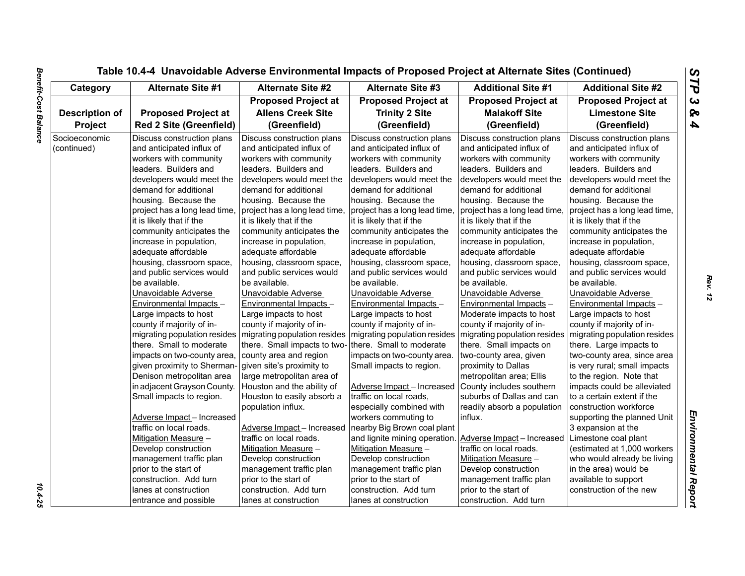# Table 10.4-4 Unavoidable Adverse Environmental Impacts of Proposed Project at Alternate Sites (Continued)

| Category | Alternate Site #1 | Alternate Site #2 | Alternate Site #3 | Additional Site #1 | Additional Site #2 |
|---|---|---|---|---|---|
| **Description of Project** | **Proposed Project at Red 2 Site (Greenfield)** | **Proposed Project at Allens Creek Site (Greenfield)** | **Proposed Project at Trinity 2 Site (Greenfield)** | **Proposed Project at Malakoff Site (Greenfield)** | **Proposed Project at Limestone Site (Greenfield)** |
| Socioeconomic (continued) | Discuss construction plans and anticipated influx of workers with community leaders. Builders and developers would meet the demand for additional housing. Because the project has a long lead time, it is likely that if the community anticipates the increase in population, adequate affordable housing, classroom space, and public services would be available.<br>Unavoidable Adverse Environmental Impacts – Large impacts to host county if majority of in-migrating population resides there. Small to moderate impacts on two-county area, given proximity to Sherman-Denison metropolitan area in adjacent Grayson County. Small impacts to region.<br><br>Adverse Impact – Increased traffic on local roads.<br>Mitigation Measure – Develop construction management traffic plan prior to the start of construction. Add turn lanes at construction entrance and possible | Discuss construction plans and anticipated influx of workers with community leaders. Builders and developers would meet the demand for additional housing. Because the project has a long lead time, it is likely that if the community anticipates the increase in population, adequate affordable housing, classroom space, and public services would be available.<br>Unavoidable Adverse Environmental Impacts – Large impacts to host county if majority of in-migrating population resides there. Small impacts to two-county area and region given site's proximity to large metropolitan area of Houston and the ability of Houston to easily absorb a population influx.<br><br>Adverse Impact – Increased traffic on local roads.<br>Mitigation Measure – Develop construction management traffic plan prior to the start of construction. Add turn lanes at construction | Discuss construction plans and anticipated influx of workers with community leaders. Builders and developers would meet the demand for additional housing. Because the project has a long lead time, it is likely that if the community anticipates the increase in population, adequate affordable housing, classroom space, and public services would be available.<br>Unavoidable Adverse Environmental Impacts – Large impacts to host county if majority of in-migrating population resides there. Small to moderate impacts on two-county area. Small impacts to region.<br><br>Adverse Impact – Increased traffic on local roads, especially combined with workers commuting to nearby Big Brown coal plant and lignite mining operation.<br>Mitigation Measure – Develop construction management traffic plan prior to the start of construction. Add turn lanes at construction | Discuss construction plans and anticipated influx of workers with community leaders. Builders and developers would meet the demand for additional housing. Because the project has a long lead time, it is likely that if the community anticipates the increase in population, adequate affordable housing, classroom space, and public services would be available.<br>Unavoidable Adverse Environmental Impacts – Moderate impacts to host county if majority of in-migrating population resides there. Small impacts on two-county area, given proximity to Dallas metropolitan area; Ellis County includes southern suburbs of Dallas and can readily absorb a population influx.<br><br>Adverse Impact – Increased traffic on local roads.<br>Mitigation Measure – Develop construction management traffic plan prior to the start of construction. Add turn | Discuss construction plans and anticipated influx of workers with community leaders. Builders and developers would meet the demand for additional housing. Because the project has a long lead time, it is likely that if the community anticipates the increase in population, adequate affordable housing, classroom space, and public services would be available.<br>Unavoidable Adverse Environmental Impacts – Large impacts to host county if majority of in-migrating population resides there. Large impacts to two-county area, since area is very rural; small impacts to the region. Note that impacts could be alleviated to a certain extent if the construction workforce supporting the planned Unit 3 expansion at the Limestone coal plant (estimated at 1,000 workers who would already be living in the area) would be available to support construction of the new |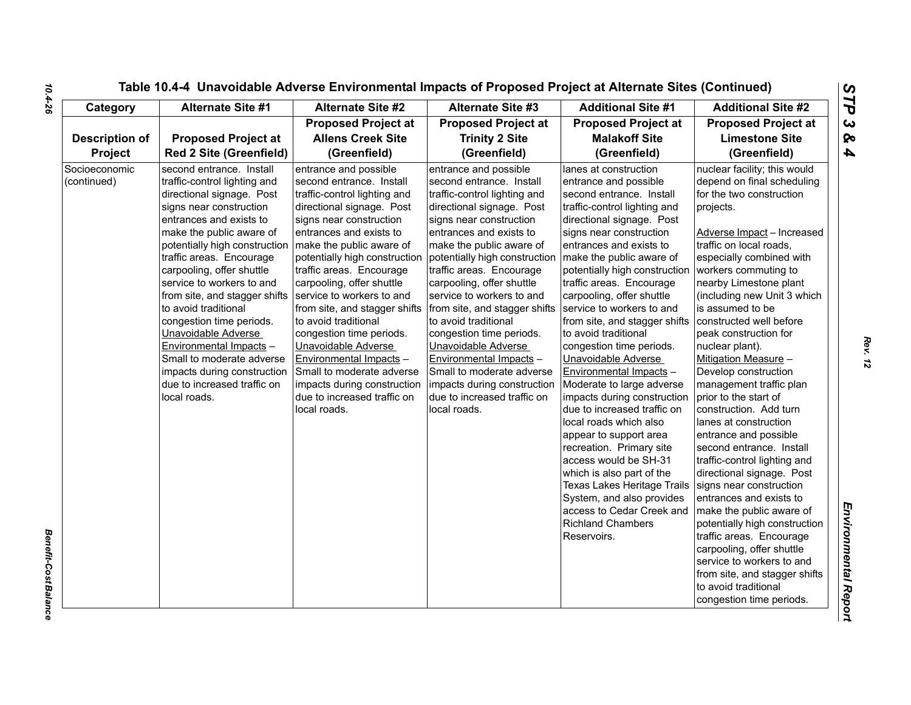Table 10.4-4 Unavoidable Adverse Environmental Impacts of Proposed Project at Alternate Sites (Continued)

| Category | Alternate Site #1 | Alternate Site #2 | Alternate Site #3 | Additional Site #1 | Additional Site #2 |
|---|---|---|---|---|---|
| **Description of Project** | **Proposed Project at Red 2 Site (Greenfield)** | **Proposed Project at Allens Creek Site (Greenfield)** | **Proposed Project at Trinity 2 Site (Greenfield)** | **Proposed Project at Malakoff Site (Greenfield)** | **Proposed Project at Limestone Site (Greenfield)** |
| Socioeconomic (continued) | second entrance. Install traffic-control lighting and directional signage. Post signs near construction entrances and exists to make the public aware of potentially high construction traffic areas. Encourage carpooling, offer shuttle service to workers to and from site, and stagger shifts to avoid traditional congestion time periods. Unavoidable Adverse Environmental Impacts – Small to moderate adverse impacts during construction due to increased traffic on local roads. | entrance and possible second entrance. Install traffic-control lighting and directional signage. Post signs near construction entrances and exists to make the public aware of potentially high construction traffic areas. Encourage carpooling, offer shuttle service to workers to and from site, and stagger shifts to avoid traditional congestion time periods. Unavoidable Adverse Environmental Impacts – Small to moderate adverse impacts during construction due to increased traffic on local roads. | entrance and possible second entrance. Install traffic-control lighting and directional signage. Post signs near construction entrances and exists to make the public aware of potentially high construction traffic areas. Encourage carpooling, offer shuttle service to workers to and from site, and stagger shifts to avoid traditional congestion time periods. Unavoidable Adverse Environmental Impacts – Small to moderate adverse impacts during construction due to increased traffic on local roads. | lanes at construction entrance and possible second entrance. Install traffic-control lighting and directional signage. Post signs near construction entrances and exists to make the public aware of potentially high construction traffic areas. Encourage carpooling, offer shuttle service to workers to and from site, and stagger shifts to avoid traditional congestion time periods. Unavoidable Adverse Environmental Impacts – Moderate to large adverse impacts during construction due to increased traffic on local roads which also appear to support area recreation. Primary site access would be SH-31 which is also part of the Texas Lakes Heritage Trails System, and also provides access to Cedar Creek and Richland Chambers Reservoirs. | nuclear facility; this would depend on final scheduling for the two construction projects.<br><br>Adverse Impact – Increased traffic on local roads, especially combined with workers commuting to nearby Limestone plant (including new Unit 3 which is assumed to be constructed well before peak construction for nuclear plant).<br>Mitigation Measure – Develop construction management traffic plan prior to the start of construction. Add turn lanes at construction entrance and possible second entrance. Install traffic-control lighting and directional signage. Post signs near construction entrances and exists to make the public aware of potentially high construction traffic areas. Encourage carpooling, offer shuttle service to workers to and from site, and stagger shifts to avoid traditional congestion time periods. |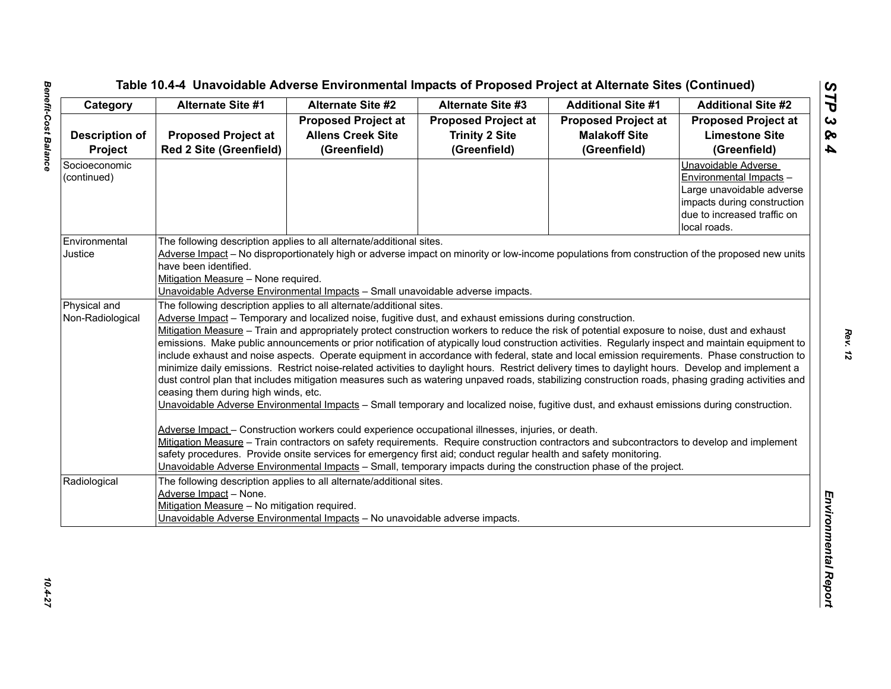# Table 10.4-4 Unavoidable Adverse Environmental Impacts of Proposed Project at Alternate Sites (Continued)

| Category | Alternate Site #1 | Alternate Site #2 | Alternate Site #3 | Additional Site #1 | Additional Site #2 |
|---|---|---|---|---|---|
| Description of Project | Proposed Project at Red 2 Site (Greenfield) | Proposed Project at Allens Creek Site (Greenfield) | Proposed Project at Trinity 2 Site (Greenfield) | Proposed Project at Malakoff Site (Greenfield) | Proposed Project at Limestone Site (Greenfield) |
| Socioeconomic (continued) | | | | | Unavoidable Adverse Environmental Impacts – Large unavoidable adverse impacts during construction due to increased traffic on local roads. |
| Environmental Justice | The following description applies to all alternate/additional sites.<br>Adverse Impact – No disproportionately high or adverse impact on minority or low-income populations from construction of the proposed new units have been identified.<br>Mitigation Measure – None required.<br>Unavoidable Adverse Environmental Impacts – Small unavoidable adverse impacts. | | | | |
| Physical and Non-Radiological | The following description applies to all alternate/additional sites.<br>Adverse Impact – Temporary and localized noise, fugitive dust, and exhaust emissions during construction.<br>Mitigation Measure – Train and appropriately protect construction workers to reduce the risk of potential exposure to noise, dust and exhaust emissions. Make public announcements or prior notification of atypically loud construction activities. Regularly inspect and maintain equipment to include exhaust and noise aspects. Operate equipment in accordance with federal, state and local emission requirements. Phase construction to minimize daily emissions. Restrict noise-related activities to daylight hours. Restrict delivery times to daylight hours. Develop and implement a dust control plan that includes mitigation measures such as watering unpaved roads, stabilizing construction roads, phasing grading activities and ceasing them during high winds, etc.<br>Unavoidable Adverse Environmental Impacts – Small temporary and localized noise, fugitive dust, and exhaust emissions during construction.<br><br>Adverse Impact – Construction workers could experience occupational illnesses, injuries, or death.<br>Mitigation Measure – Train contractors on safety requirements. Require construction contractors and subcontractors to develop and implement safety procedures. Provide onsite services for emergency first aid; conduct regular health and safety monitoring.<br>Unavoidable Adverse Environmental Impacts – Small, temporary impacts during the construction phase of the project. | | | | |
| Radiological | The following description applies to all alternate/additional sites.<br>Adverse Impact – None.<br>Mitigation Measure – No mitigation required.<br>Unavoidable Adverse Environmental Impacts – No unavoidable adverse impacts. | | | | |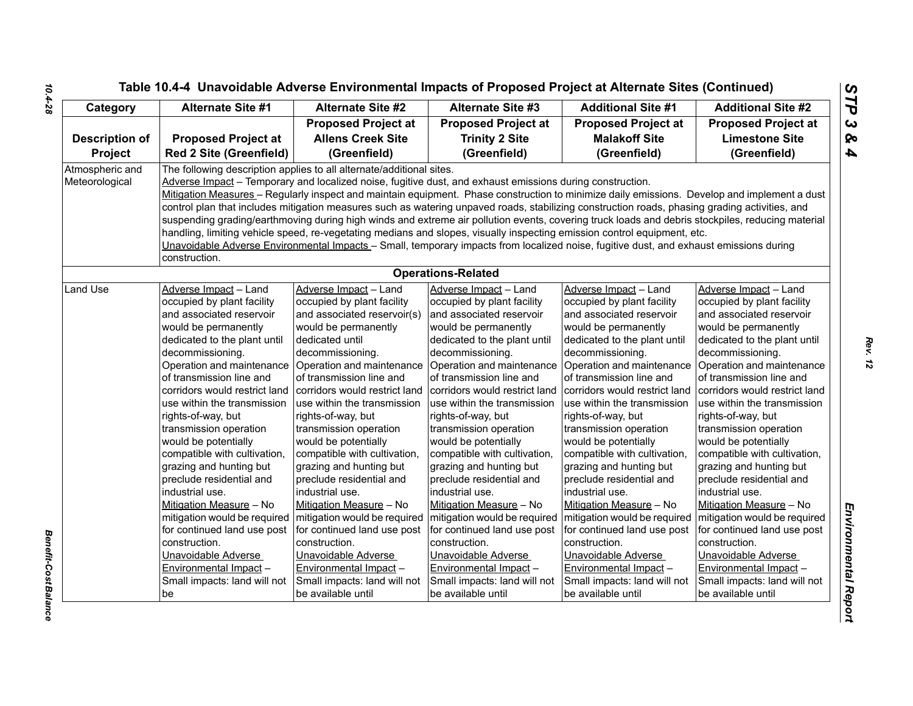Table 10.4-4 Unavoidable Adverse Environmental Impacts of Proposed Project at Alternate Sites (Continued)

| Category | Alternate Site #1 | Alternate Site #2 | Alternate Site #3 | Additional Site #1 | Additional Site #2 |
|---|---|---|---|---|---|
| Description of Project | Proposed Project at Red 2 Site (Greenfield) | Proposed Project at Allens Creek Site (Greenfield) | Proposed Project at Trinity 2 Site (Greenfield) | Proposed Project at Malakoff Site (Greenfield) | Proposed Project at Limestone Site (Greenfield) |
| Atmospheric and Meteorological | The following description applies to all alternate/additional sites. Adverse Impact – Temporary and localized noise, fugitive dust, and exhaust emissions during construction. Mitigation Measures – Regularly inspect and maintain equipment. Phase construction to minimize daily emissions. Develop and implement a dust control plan that includes mitigation measures such as watering unpaved roads, stabilizing construction roads, phasing grading activities, and suspending grading/earthmoving during high winds and extreme air pollution events, covering truck loads and debris stockpiles, reducing material handling, limiting vehicle speed, re-vegetating medians and slopes, visually inspecting emission control equipment, etc. Unavoidable Adverse Environmental Impacts – Small, temporary impacts from localized noise, fugitive dust, and exhaust emissions during construction. | | | | |
| **Operations-Related** | | | | | |
| Land Use | Adverse Impact – Land occupied by plant facility and associated reservoir would be permanently dedicated to the plant until decommissioning. Operation and maintenance of transmission line and corridors would restrict land use within the transmission rights-of-way, but transmission operation would be potentially compatible with cultivation, grazing and hunting but preclude residential and industrial use. Mitigation Measure – No mitigation would be required for continued land use post construction. Unavoidable Adverse Environmental Impact – Small impacts: land will not be | Adverse Impact – Land occupied by plant facility and associated reservoir(s) would be permanently dedicated until decommissioning. Operation and maintenance of transmission line and corridors would restrict land use within the transmission rights-of-way, but transmission operation would be potentially compatible with cultivation, grazing and hunting but preclude residential and industrial use. Mitigation Measure – No mitigation would be required for continued land use post construction. Unavoidable Adverse Environmental Impact – Small impacts: land will not be available until | Adverse Impact – Land occupied by plant facility and associated reservoir would be permanently dedicated to the plant until decommissioning. Operation and maintenance of transmission line and corridors would restrict land use within the transmission rights-of-way, but transmission operation would be potentially compatible with cultivation, grazing and hunting but preclude residential and industrial use. Mitigation Measure – No mitigation would be required for continued land use post construction. Unavoidable Adverse Environmental Impact – Small impacts: land will not be available until | Adverse Impact – Land occupied by plant facility and associated reservoir would be permanently dedicated to the plant until decommissioning. Operation and maintenance of transmission line and corridors would restrict land use within the transmission rights-of-way, but transmission operation would be potentially compatible with cultivation, grazing and hunting but preclude residential and industrial use. Mitigation Measure – No mitigation would be required for continued land use post construction. Unavoidable Adverse Environmental Impact – Small impacts: land will not be available until | Adverse Impact – Land occupied by plant facility and associated reservoir would be permanently dedicated to the plant until decommissioning. Operation and maintenance of transmission line and corridors would restrict land use within the transmission rights-of-way, but transmission operation would be potentially compatible with cultivation, grazing and hunting but preclude residential and industrial use. Mitigation Measure – No mitigation would be required for continued land use post construction. Unavoidable Adverse Environmental Impact – Small impacts: land will not be available until |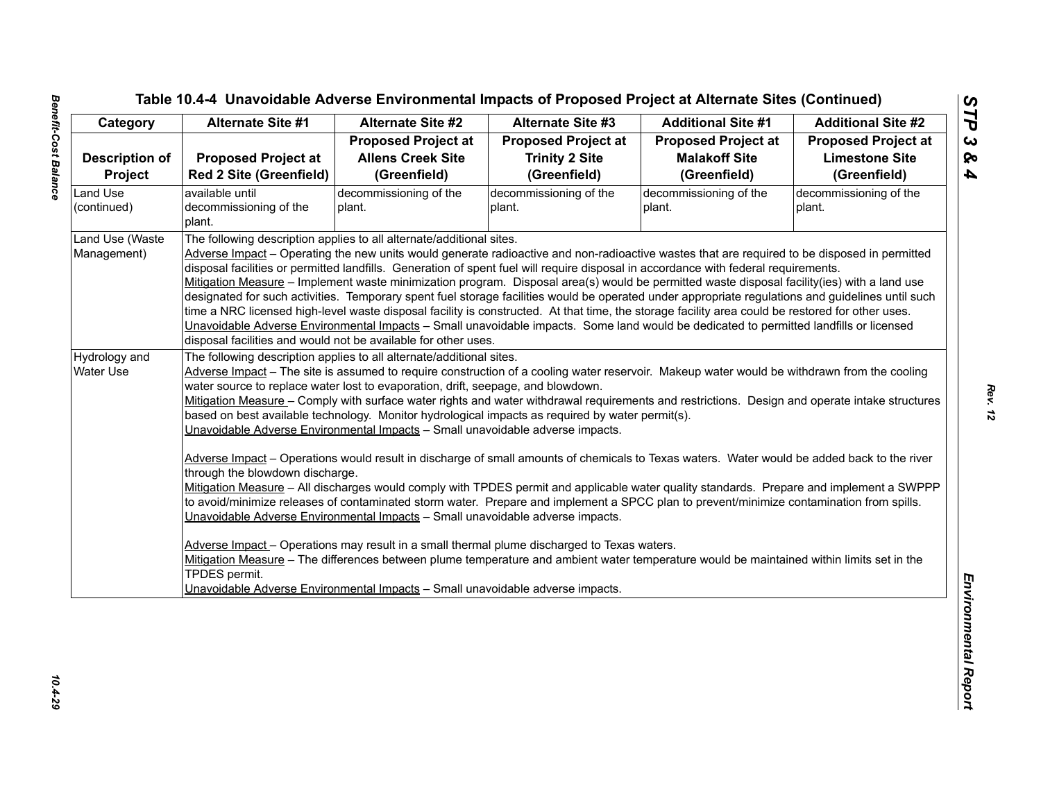**Table 10.4-4 Unavoidable Adverse Environmental Impacts of Proposed Project at Alternate Sites (Continued)**

| Category | Alternate Site #1 | Alternate Site #2 | Alternate Site #3 | Additional Site #1 | Additional Site #2 |
|---|---|---|---|---|---|
| Description of Project | Proposed Project at Red 2 Site (Greenfield) | Proposed Project at Allens Creek Site (Greenfield) | Proposed Project at Trinity 2 Site (Greenfield) | Proposed Project at Malakoff Site (Greenfield) | Proposed Project at Limestone Site (Greenfield) |
| Land Use (continued) | available until decommissioning of the plant. | decommissioning of the plant. | decommissioning of the plant. | decommissioning of the plant. | decommissioning of the plant. |
| Land Use (Waste Management) | The following description applies to all alternate/additional sites.<br>Adverse Impact – Operating the new units would generate radioactive and non-radioactive wastes that are required to be disposed in permitted disposal facilities or permitted landfills. Generation of spent fuel will require disposal in accordance with federal requirements.<br>Mitigation Measure – Implement waste minimization program. Disposal area(s) would be permitted waste disposal facility(ies) with a land use designated for such activities. Temporary spent fuel storage facilities would be operated under appropriate regulations and guidelines until such time a NRC licensed high-level waste disposal facility is constructed. At that time, the storage facility area could be restored for other uses.<br>Unavoidable Adverse Environmental Impacts – Small unavoidable impacts. Some land would be dedicated to permitted landfills or licensed disposal facilities and would not be available for other uses. | | | | |
| Hydrology and Water Use | The following description applies to all alternate/additional sites.<br>Adverse Impact – The site is assumed to require construction of a cooling water reservoir. Makeup water would be withdrawn from the cooling water source to replace water lost to evaporation, drift, seepage, and blowdown.<br>Mitigation Measure – Comply with surface water rights and water withdrawal requirements and restrictions. Design and operate intake structures based on best available technology. Monitor hydrological impacts as required by water permit(s).<br>Unavoidable Adverse Environmental Impacts – Small unavoidable adverse impacts.<br><br>Adverse Impact – Operations would result in discharge of small amounts of chemicals to Texas waters. Water would be added back to the river through the blowdown discharge.<br>Mitigation Measure – All discharges would comply with TPDES permit and applicable water quality standards. Prepare and implement a SWPPP to avoid/minimize releases of contaminated storm water. Prepare and implement a SPCC plan to prevent/minimize contamination from spills.<br>Unavoidable Adverse Environmental Impacts – Small unavoidable adverse impacts.<br><br>Adverse Impact – Operations may result in a small thermal plume discharged to Texas waters.<br>Mitigation Measure – The differences between plume temperature and ambient water temperature would be maintained within limits set in the TPDES permit.<br>Unavoidable Adverse Environmental Impacts – Small unavoidable adverse impacts. | | | | |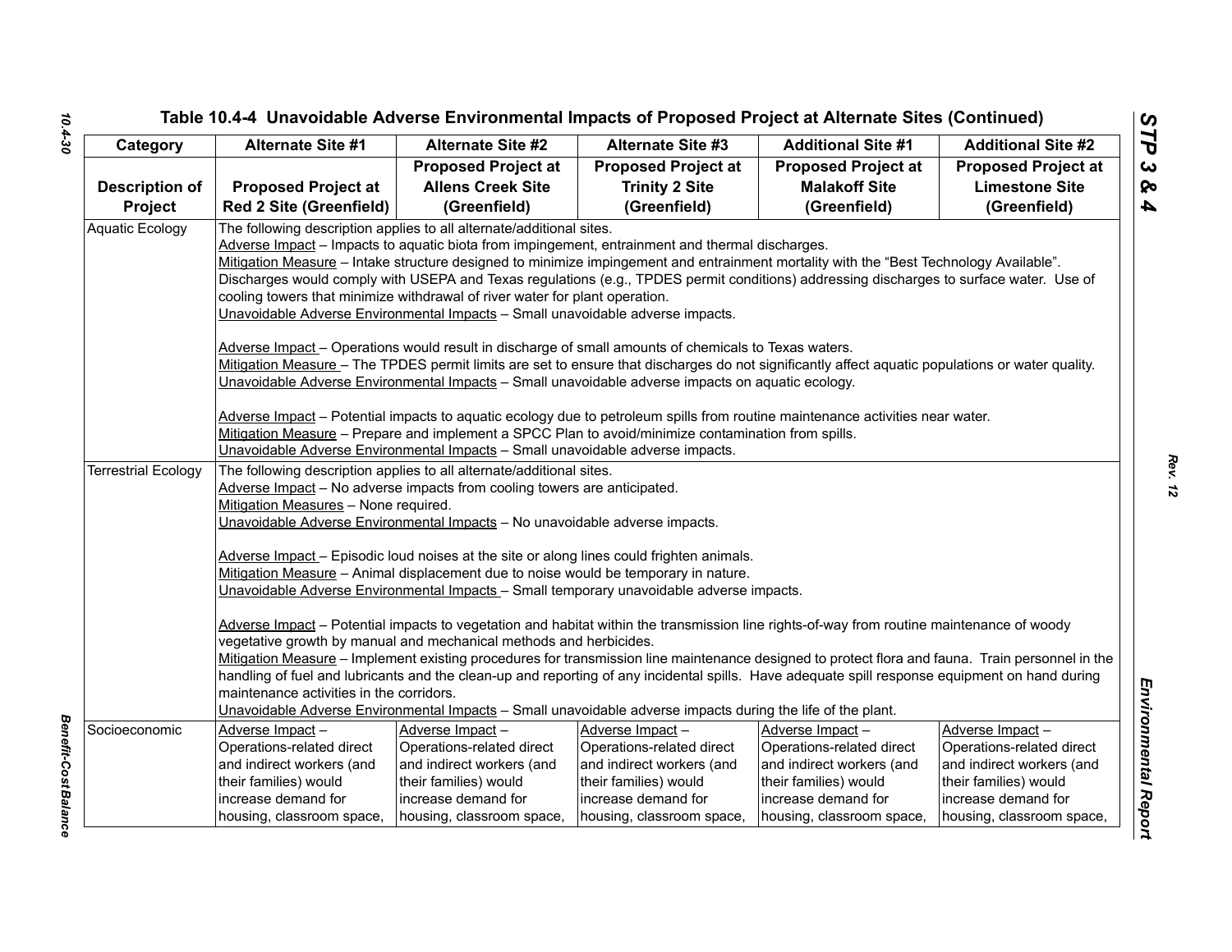# Table 10.4-4 Unavoidable Adverse Environmental Impacts of Proposed Project at Alternate Sites (Continued)

| Category | Alternate Site #1 | Alternate Site #2 | Alternate Site #3 | Additional Site #1 | Additional Site #2 |
|---|---|---|---|---|---|
| Description of Project | Proposed Project at Red 2 Site (Greenfield) | Proposed Project at Allens Creek Site (Greenfield) | Proposed Project at Trinity 2 Site (Greenfield) | Proposed Project at Malakoff Site (Greenfield) | Proposed Project at Limestone Site (Greenfield) |
| Aquatic Ecology | The following description applies to all alternate/additional sites.<br>Adverse Impact – Impacts to aquatic biota from impingement, entrainment and thermal discharges.<br>Mitigation Measure – Intake structure designed to minimize impingement and entrainment mortality with the "Best Technology Available". Discharges would comply with USEPA and Texas regulations (e.g., TPDES permit conditions) addressing discharges to surface water. Use of cooling towers that minimize withdrawal of river water for plant operation.<br>Unavoidable Adverse Environmental Impacts – Small unavoidable adverse impacts.<br><br>Adverse Impact – Operations would result in discharge of small amounts of chemicals to Texas waters.<br>Mitigation Measure – The TPDES permit limits are set to ensure that discharges do not significantly affect aquatic populations or water quality.<br>Unavoidable Adverse Environmental Impacts – Small unavoidable adverse impacts on aquatic ecology.<br><br>Adverse Impact – Potential impacts to aquatic ecology due to petroleum spills from routine maintenance activities near water.<br>Mitigation Measure – Prepare and implement a SPCC Plan to avoid/minimize contamination from spills.<br>Unavoidable Adverse Environmental Impacts – Small unavoidable adverse impacts. | | | | |
| Terrestrial Ecology | The following description applies to all alternate/additional sites.<br>Adverse Impact – No adverse impacts from cooling towers are anticipated.<br>Mitigation Measures – None required.<br>Unavoidable Adverse Environmental Impacts – No unavoidable adverse impacts.<br><br>Adverse Impact – Episodic loud noises at the site or along lines could frighten animals.<br>Mitigation Measure – Animal displacement due to noise would be temporary in nature.<br>Unavoidable Adverse Environmental Impacts – Small temporary unavoidable adverse impacts.<br><br>Adverse Impact – Potential impacts to vegetation and habitat within the transmission line rights-of-way from routine maintenance of woody vegetative growth by manual and mechanical methods and herbicides.<br>Mitigation Measure – Implement existing procedures for transmission line maintenance designed to protect flora and fauna. Train personnel in the handling of fuel and lubricants and the clean-up and reporting of any incidental spills. Have adequate spill response equipment on hand during maintenance activities in the corridors.<br>Unavoidable Adverse Environmental Impacts – Small unavoidable adverse impacts during the life of the plant. | | | | |
| Socioeconomic | Adverse Impact – Operations-related direct and indirect workers (and their families) would increase demand for housing, classroom space, | Adverse Impact – Operations-related direct and indirect workers (and their families) would increase demand for housing, classroom space, | Adverse Impact – Operations-related direct and indirect workers (and their families) would increase demand for housing, classroom space, | Adverse Impact – Operations-related direct and indirect workers (and their families) would increase demand for housing, classroom space, | Adverse Impact – Operations-related direct and indirect workers (and their families) would increase demand for housing, classroom space, |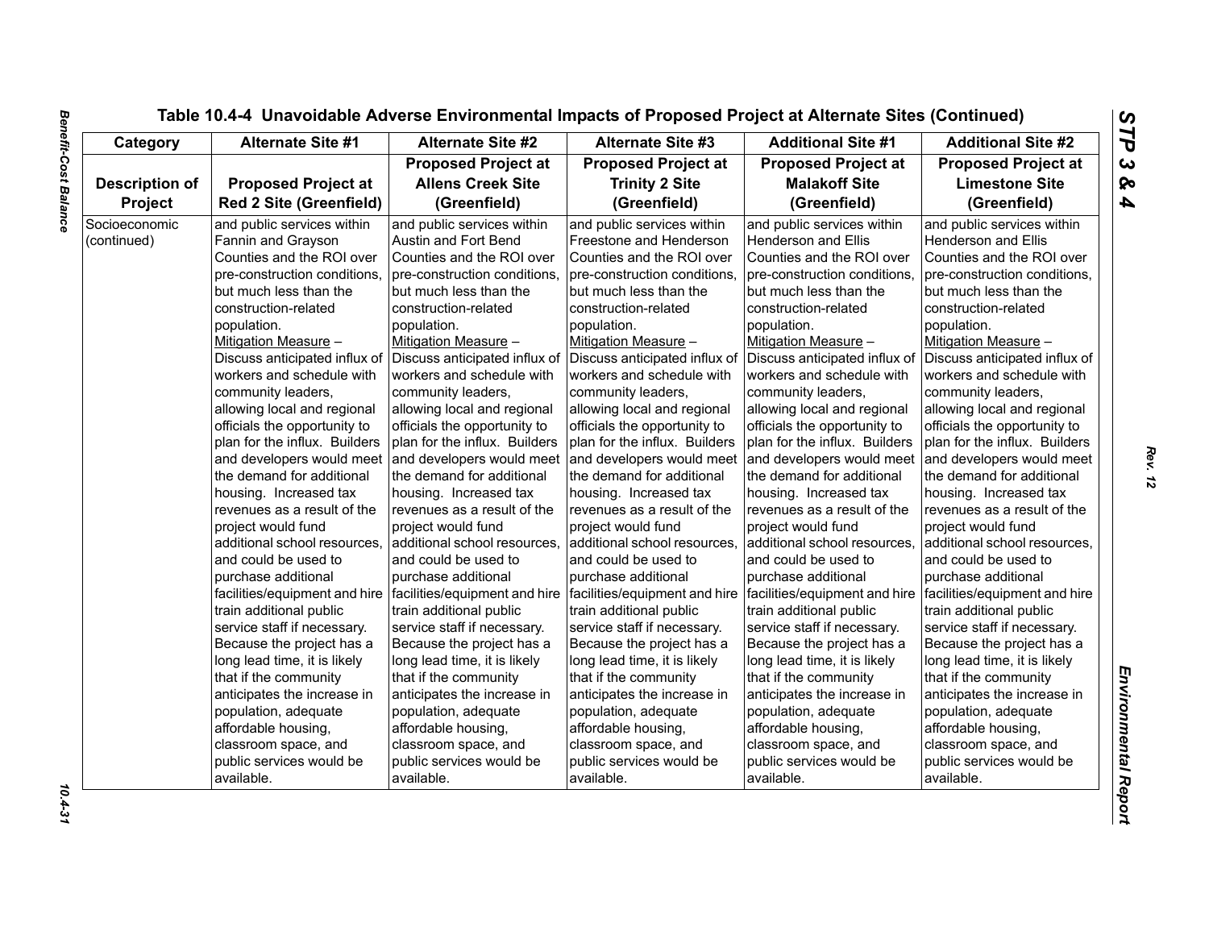# Table 10.4-4 Unavoidable Adverse Environmental Impacts of Proposed Project at Alternate Sites (Continued)

| Category | Alternate Site #1 | Alternate Site #2 | Alternate Site #3 | Additional Site #1 | Additional Site #2 |
|---|---|---|---|---|---|
| **Description of Project** | **Proposed Project at Red 2 Site (Greenfield)** | **Proposed Project at Allens Creek Site (Greenfield)** | **Proposed Project at Trinity 2 Site (Greenfield)** | **Proposed Project at Malakoff Site (Greenfield)** | **Proposed Project at Limestone Site (Greenfield)** |
| Socioeconomic (continued) | and public services within Fannin and Grayson Counties and the ROI over pre-construction conditions, but much less than the construction-related population. Mitigation Measure – Discuss anticipated influx of workers and schedule with community leaders, allowing local and regional officials the opportunity to plan for the influx. Builders and developers would meet the demand for additional housing. Increased tax revenues as a result of the project would fund additional school resources, and could be used to purchase additional facilities/equipment and hire train additional public service staff if necessary. Because the project has a long lead time, it is likely that if the community anticipates the increase in population, adequate affordable housing, classroom space, and public services would be available. | and public services within Austin and Fort Bend Counties and the ROI over pre-construction conditions, but much less than the construction-related population. Mitigation Measure – Discuss anticipated influx of workers and schedule with community leaders, allowing local and regional officials the opportunity to plan for the influx. Builders and developers would meet the demand for additional housing. Increased tax revenues as a result of the project would fund additional school resources, and could be used to purchase additional facilities/equipment and hire train additional public service staff if necessary. Because the project has a long lead time, it is likely that if the community anticipates the increase in population, adequate affordable housing, classroom space, and public services would be available. | and public services within Freestone and Henderson Counties and the ROI over pre-construction conditions, but much less than the construction-related population. Mitigation Measure – Discuss anticipated influx of workers and schedule with community leaders, allowing local and regional officials the opportunity to plan for the influx. Builders and developers would meet the demand for additional housing. Increased tax revenues as a result of the project would fund additional school resources, and could be used to purchase additional facilities/equipment and hire train additional public service staff if necessary. Because the project has a long lead time, it is likely that if the community anticipates the increase in population, adequate affordable housing, classroom space, and public services would be available. | and public services within Henderson and Ellis Counties and the ROI over pre-construction conditions, but much less than the construction-related population. Mitigation Measure – Discuss anticipated influx of workers and schedule with community leaders, allowing local and regional officials the opportunity to plan for the influx. Builders and developers would meet the demand for additional housing. Increased tax revenues as a result of the project would fund additional school resources, and could be used to purchase additional facilities/equipment and hire train additional public service staff if necessary. Because the project has a long lead time, it is likely that if the community anticipates the increase in population, adequate affordable housing, classroom space, and public services would be available. | and public services within Henderson and Ellis Counties and the ROI over pre-construction conditions, but much less than the construction-related population. Mitigation Measure – Discuss anticipated influx of workers and schedule with community leaders, allowing local and regional officials the opportunity to plan for the influx. Builders and developers would meet the demand for additional housing. Increased tax revenues as a result of the project would fund additional school resources, and could be used to purchase additional facilities/equipment and hire train additional public service staff if necessary. Because the project has a long lead time, it is likely that if the community anticipates the increase in population, adequate affordable housing, classroom space, and public services would be available. |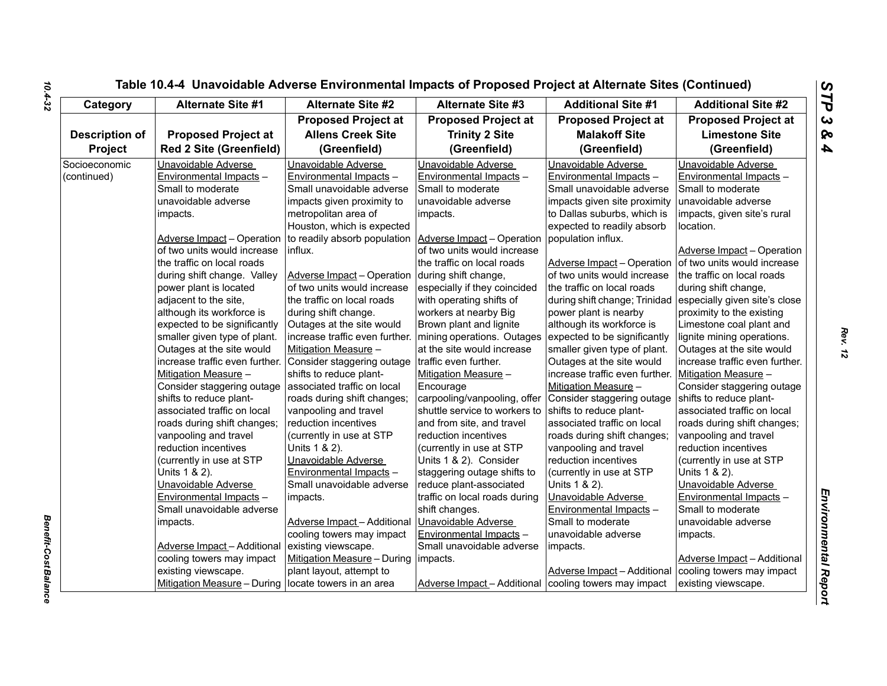## Table 10.4-4 Unavoidable Adverse Environmental Impacts of Proposed Project at Alternate Sites (Continued)

| Category | Alternate Site #1 | Alternate Site #2 | Alternate Site #3 | Additional Site #1 | Additional Site #2 |
|---|---|---|---|---|---|
| **Description of Project** | **Proposed Project at Red 2 Site (Greenfield)** | **Proposed Project at Allens Creek Site (Greenfield)** | **Proposed Project at Trinity 2 Site (Greenfield)** | **Proposed Project at Malakoff Site (Greenfield)** | **Proposed Project at Limestone Site (Greenfield)** |
| Socioeconomic (continued) | Unavoidable Adverse Environmental Impacts – Small to moderate unavoidable adverse impacts.<br><br>Adverse Impact – Operation of two units would increase the traffic on local roads during shift change. Valley power plant is located adjacent to the site, although its workforce is expected to be significantly smaller given type of plant. Outages at the site would increase traffic even further.<br>Mitigation Measure – Consider staggering outage shifts to reduce plant-associated traffic on local roads during shift changes; vanpooling and travel reduction incentives (currently in use at STP Units 1 & 2).<br>Unavoidable Adverse Environmental Impacts – Small unavoidable adverse impacts.<br><br>Adverse Impact – Additional cooling towers may impact existing viewscape.<br>Mitigation Measure – During | Unavoidable Adverse Environmental Impacts – Small unavoidable adverse impacts given proximity to metropolitan area of Houston, which is expected to readily absorb population influx.<br><br>Adverse Impact – Operation of two units would increase the traffic on local roads during shift change. Outages at the site would increase traffic even further.<br>Mitigation Measure – Consider staggering outage shifts to reduce plant-associated traffic on local roads during shift changes; vanpooling and travel reduction incentives (currently in use at STP Units 1 & 2).<br>Unavoidable Adverse Environmental Impacts – Small unavoidable adverse impacts.<br><br>Adverse Impact – Additional cooling towers may impact existing viewscape.<br>Mitigation Measure – During plant layout, attempt to locate towers in an area | Unavoidable Adverse Environmental Impacts – Small to moderate unavoidable adverse impacts.<br><br>Adverse Impact – Operation of two units would increase the traffic on local roads during shift change, especially if they coincided with operating shifts of workers at nearby Big Brown plant and lignite mining operations. Outages at the site would increase traffic even further.<br>Mitigation Measure – Encourage carpooling/vanpooling, offer shuttle service to workers to and from site, and travel reduction incentives (currently in use at STP Units 1 & 2). Consider staggering outage shifts to reduce plant-associated traffic on local roads during shift changes.<br>Unavoidable Adverse Environmental Impacts – Small unavoidable adverse impacts.<br><br>Adverse Impact – Additional | Unavoidable Adverse Environmental Impacts – Small unavoidable adverse impacts given site proximity to Dallas suburbs, which is expected to readily absorb population influx.<br><br>Adverse Impact – Operation of two units would increase the traffic on local roads during shift change; Trinidad power plant is nearby although its workforce is expected to be significantly smaller given type of plant. Outages at the site would increase traffic even further.<br>Mitigation Measure – Consider staggering outage shifts to reduce plant-associated traffic on local roads during shift changes; vanpooling and travel reduction incentives (currently in use at STP Units 1 & 2).<br>Unavoidable Adverse Environmental Impacts – Small to moderate unavoidable adverse impacts.<br><br>Adverse Impact – Additional cooling towers may impact | Unavoidable Adverse Environmental Impacts – Small to moderate unavoidable adverse impacts, given site's rural location.<br><br>Adverse Impact – Operation of two units would increase the traffic on local roads during shift change, especially given site's close proximity to the existing Limestone coal plant and lignite mining operations. Outages at the site would increase traffic even further.<br>Mitigation Measure – Consider staggering outage shifts to reduce plant-associated traffic on local roads during shift changes; vanpooling and travel reduction incentives (currently in use at STP Units 1 & 2).<br>Unavoidable Adverse Environmental Impacts – Small to moderate unavoidable adverse impacts.<br><br>Adverse Impact – Additional cooling towers may impact existing viewscape. |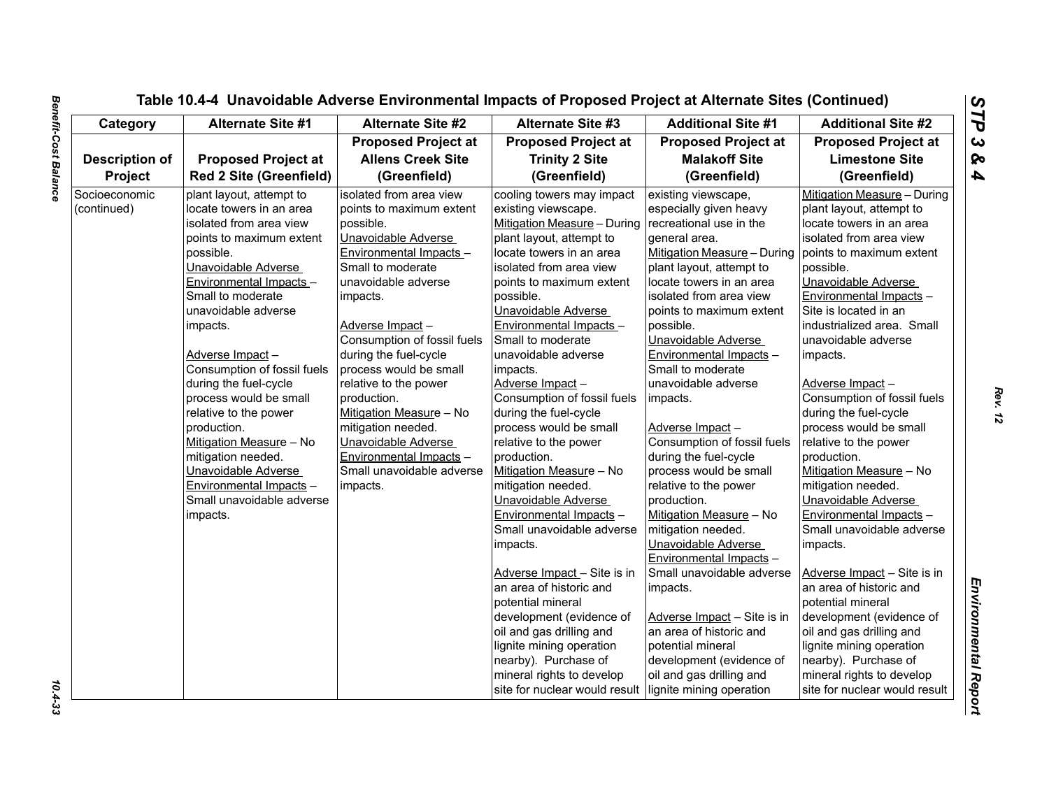Table 10.4-4 Unavoidable Adverse Environmental Impacts of Proposed Project at Alternate Sites (Continued)

| Category | Alternate Site #1 | Alternate Site #2 | Alternate Site #3 | Additional Site #1 | Additional Site #2 |
|---|---|---|---|---|---|
| Description of Project | Proposed Project at Red 2 Site (Greenfield) | Proposed Project at Allens Creek Site (Greenfield) | Proposed Project at Trinity 2 Site (Greenfield) | Proposed Project at Malakoff Site (Greenfield) | Proposed Project at Limestone Site (Greenfield) |
| Socioeconomic (continued) | plant layout, attempt to locate towers in an area isolated from area view points to maximum extent possible.<br>Unavoidable Adverse Environmental Impacts – Small to moderate unavoidable adverse impacts.<br><br>Adverse Impact – Consumption of fossil fuels during the fuel-cycle process would be small relative to the power production.<br>Mitigation Measure – No mitigation needed.<br>Unavoidable Adverse Environmental Impacts – Small unavoidable adverse impacts. | isolated from area view points to maximum extent possible.<br>Unavoidable Adverse Environmental Impacts – Small to moderate unavoidable adverse impacts.<br><br>Adverse Impact – Consumption of fossil fuels during the fuel-cycle process would be small relative to the power production.<br>Mitigation Measure – No mitigation needed.<br>Unavoidable Adverse Environmental Impacts – Small unavoidable adverse impacts. | cooling towers may impact existing viewscape.<br>Mitigation Measure – During plant layout, attempt to locate towers in an area isolated from area view points to maximum extent possible.<br>Unavoidable Adverse Environmental Impacts – Small to moderate unavoidable adverse impacts.<br>Adverse Impact – Consumption of fossil fuels during the fuel-cycle process would be small relative to the power production.<br>Mitigation Measure – No mitigation needed.<br>Unavoidable Adverse Environmental Impacts – Small unavoidable adverse impacts.<br><br>Adverse Impact – Site is in an area of historic and potential mineral development (evidence of oil and gas drilling and lignite mining operation nearby). Purchase of mineral rights to develop site for nuclear would result | existing viewscape, especially given heavy recreational use in the general area.<br>Mitigation Measure – During plant layout, attempt to locate towers in an area isolated from area view points to maximum extent possible.<br>Unavoidable Adverse Environmental Impacts – Small to moderate unavoidable adverse impacts.<br><br>Adverse Impact – Consumption of fossil fuels during the fuel-cycle process would be small relative to the power production.<br>Mitigation Measure – No mitigation needed.<br>Unavoidable Adverse Environmental Impacts – Small unavoidable adverse impacts.<br><br>Adverse Impact – Site is in an area of historic and potential mineral development (evidence of oil and gas drilling and lignite mining operation | Mitigation Measure – During plant layout, attempt to locate towers in an area isolated from area view points to maximum extent possible.<br>Unavoidable Adverse Environmental Impacts – Site is located in an industrialized area. Small unavoidable adverse impacts.<br><br>Adverse Impact – Consumption of fossil fuels during the fuel-cycle process would be small relative to the power production.<br>Mitigation Measure – No mitigation needed.<br>Unavoidable Adverse Environmental Impacts – Small unavoidable adverse impacts.<br><br>Adverse Impact – Site is in an area of historic and potential mineral development (evidence of oil and gas drilling and lignite mining operation nearby). Purchase of mineral rights to develop site for nuclear would result |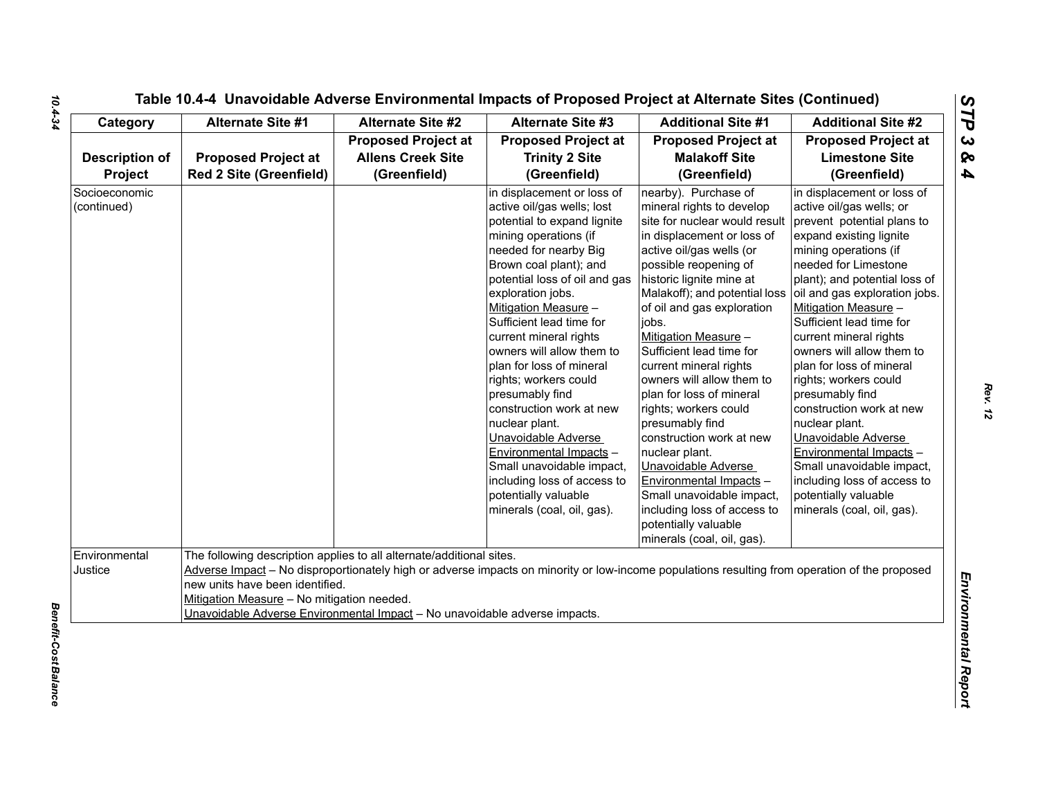## Table 10.4-4 Unavoidable Adverse Environmental Impacts of Proposed Project at Alternate Sites (Continued)

| Category | Alternate Site #1 | Alternate Site #2 | Alternate Site #3 | Additional Site #1 | Additional Site #2 |
|---|---|---|---|---|---|
| **Description of Project** | **Proposed Project at Red 2 Site (Greenfield)** | **Proposed Project at Allens Creek Site (Greenfield)** | **Proposed Project at Trinity 2 Site (Greenfield)** | **Proposed Project at Malakoff Site (Greenfield)** | **Proposed Project at Limestone Site (Greenfield)** |
| Socioeconomic (continued) | | | in displacement or loss of active oil/gas wells; lost potential to expand lignite mining operations (if needed for nearby Big Brown coal plant); and potential loss of oil and gas exploration jobs.<br>Mitigation Measure – Sufficient lead time for current mineral rights owners will allow them to plan for loss of mineral rights; workers could presumably find construction work at new nuclear plant.<br>Unavoidable Adverse Environmental Impacts – Small unavoidable impact, including loss of access to potentially valuable minerals (coal, oil, gas). | nearby). Purchase of mineral rights to develop site for nuclear would result in displacement or loss of active oil/gas wells (or possible reopening of historic lignite mine at Malakoff); and potential loss of oil and gas exploration jobs.<br>Mitigation Measure – Sufficient lead time for current mineral rights owners will allow them to plan for loss of mineral rights; workers could presumably find construction work at new nuclear plant.<br>Unavoidable Adverse Environmental Impacts – Small unavoidable impact, including loss of access to potentially valuable minerals (coal, oil, gas). | in displacement or loss of active oil/gas wells; or prevent potential plans to expand existing lignite mining operations (if needed for Limestone plant); and potential loss of oil and gas exploration jobs.<br>Mitigation Measure – Sufficient lead time for current mineral rights owners will allow them to plan for loss of mineral rights; workers could presumably find construction work at new nuclear plant.<br>Unavoidable Adverse Environmental Impacts – Small unavoidable impact, including loss of access to potentially valuable minerals (coal, oil, gas). |
| Environmental Justice | The following description applies to all alternate/additional sites.<br>Adverse Impact – No disproportionately high or adverse impacts on minority or low-income populations resulting from operation of the proposed new units have been identified.<br>Mitigation Measure – No mitigation needed.<br>Unavoidable Adverse Environmental Impact – No unavoidable adverse impacts. | | | | |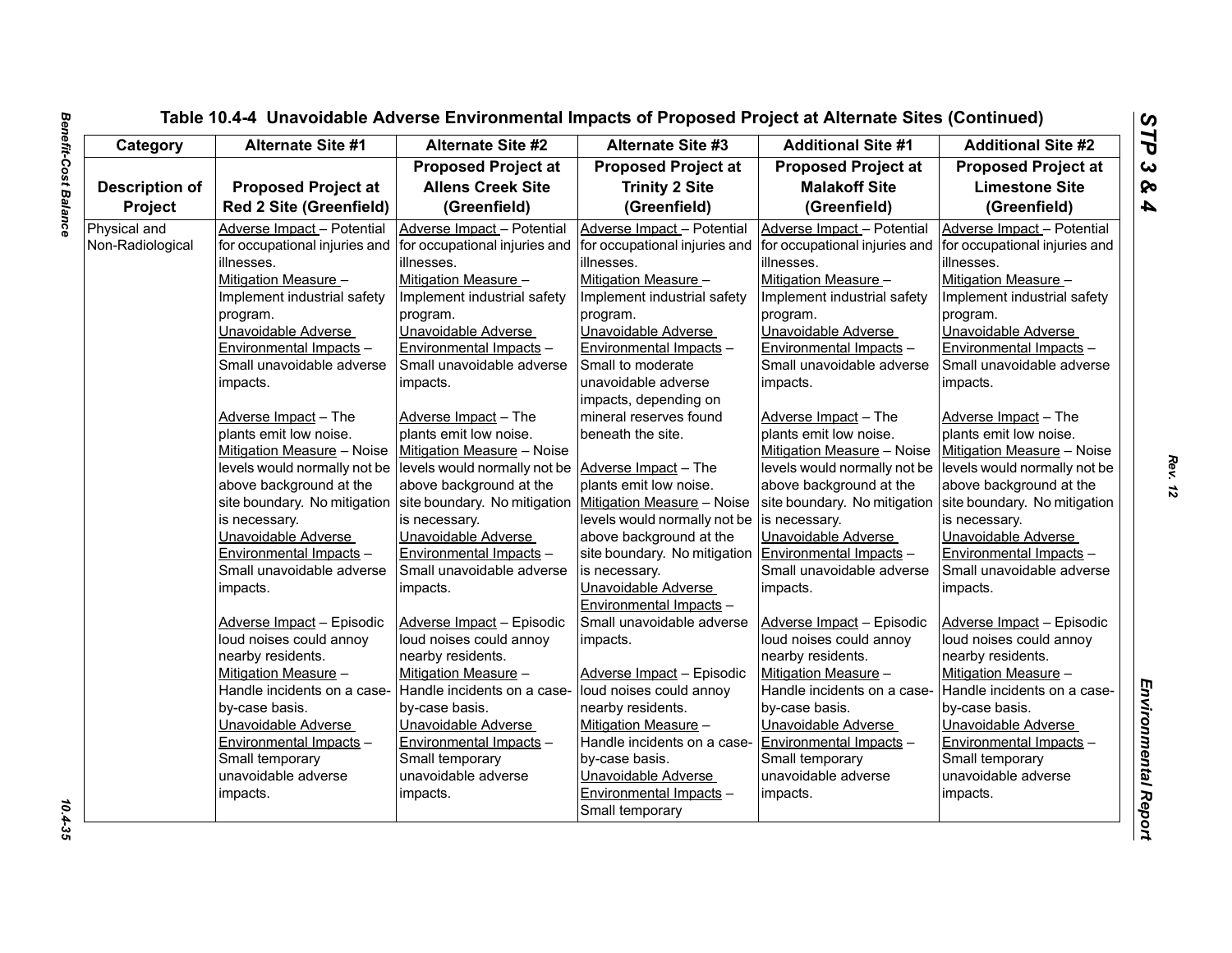**Table 10.4-4 Unavoidable Adverse Environmental Impacts of Proposed Project at Alternate Sites (Continued)**

| Category | Alternate Site #1 | Alternate Site #2 | Alternate Site #3 | Additional Site #1 | Additional Site #2 |
|---|---|---|---|---|---|
| Description of Project | Proposed Project at Red 2 Site (Greenfield) | Proposed Project at Allens Creek Site (Greenfield) | Proposed Project at Trinity 2 Site (Greenfield) | Proposed Project at Malakoff Site (Greenfield) | Proposed Project at Limestone Site (Greenfield) |
| Physical and Non-Radiological | Adverse Impact – Potential for occupational injuries and illnesses. Mitigation Measure – Implement industrial safety program. Unavoidable Adverse Environmental Impacts – Small unavoidable adverse impacts. Adverse Impact – The plants emit low noise. Mitigation Measure – Noise levels would normally not be above background at the site boundary. No mitigation is necessary. Unavoidable Adverse Environmental Impacts – Small unavoidable adverse impacts. Adverse Impact – Episodic loud noises could annoy nearby residents. Mitigation Measure – Handle incidents on a case-by-case basis. Unavoidable Adverse Environmental Impacts – Small temporary unavoidable adverse impacts. | Adverse Impact – Potential for occupational injuries and illnesses. Mitigation Measure – Implement industrial safety program. Unavoidable Adverse Environmental Impacts – Small unavoidable adverse impacts. Adverse Impact – The plants emit low noise. Mitigation Measure – Noise levels would normally not be above background at the site boundary. No mitigation is necessary. Unavoidable Adverse Environmental Impacts – Small unavoidable adverse impacts. Adverse Impact – Episodic loud noises could annoy nearby residents. Mitigation Measure – Handle incidents on a case-by-case basis. Unavoidable Adverse Environmental Impacts – Small temporary unavoidable adverse impacts. | Adverse Impact – Potential for occupational injuries and illnesses. Mitigation Measure – Implement industrial safety program. Unavoidable Adverse Environmental Impacts – Small to moderate unavoidable adverse impacts, depending on mineral reserves found beneath the site. Adverse Impact – The plants emit low noise. Mitigation Measure – Noise levels would normally not be above background at the site boundary. No mitigation is necessary. Unavoidable Adverse Environmental Impacts – Small unavoidable adverse impacts. Adverse Impact – Episodic loud noises could annoy nearby residents. Mitigation Measure – Handle incidents on a case-by-case basis. Unavoidable Adverse Environmental Impacts – Small temporary | Adverse Impact – Potential for occupational injuries and illnesses. Mitigation Measure – Implement industrial safety program. Unavoidable Adverse Environmental Impacts – Small unavoidable adverse impacts. Adverse Impact – The plants emit low noise. Mitigation Measure – Noise levels would normally not be above background at the site boundary. No mitigation is necessary. Unavoidable Adverse Environmental Impacts – Small unavoidable adverse impacts. Adverse Impact – Episodic loud noises could annoy nearby residents. Mitigation Measure – Handle incidents on a case-by-case basis. Unavoidable Adverse Environmental Impacts – Small temporary unavoidable adverse impacts. | Adverse Impact – Potential for occupational injuries and illnesses. Mitigation Measure – Implement industrial safety program. Unavoidable Adverse Environmental Impacts – Small unavoidable adverse impacts. Adverse Impact – The plants emit low noise. Mitigation Measure – Noise levels would normally not be above background at the site boundary. No mitigation is necessary. Unavoidable Adverse Environmental Impacts – Small unavoidable adverse impacts. Adverse Impact – Episodic loud noises could annoy nearby residents. Mitigation Measure – Handle incidents on a case-by-case basis. Unavoidable Adverse Environmental Impacts – Small temporary unavoidable adverse impacts. |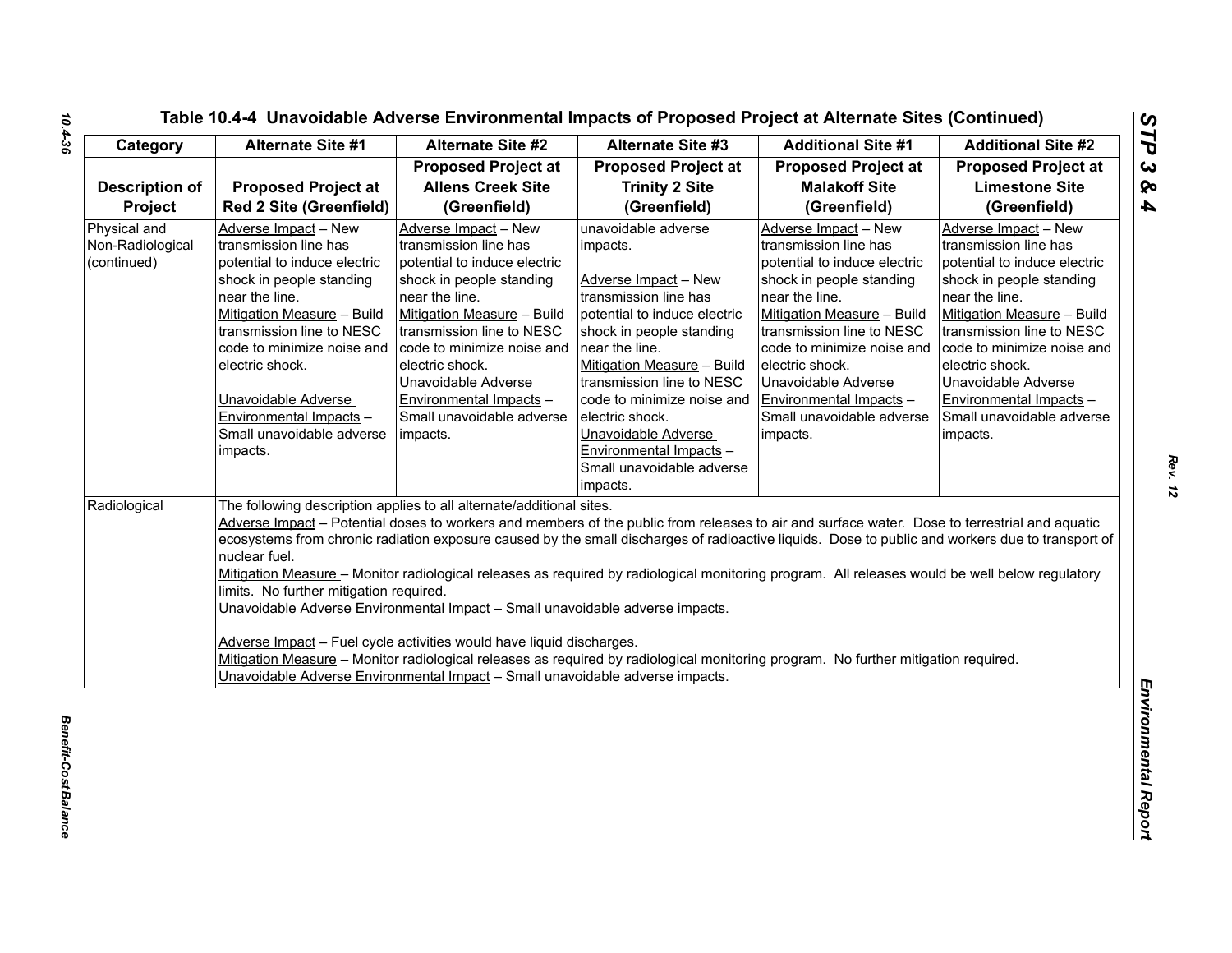### Table 10.4-4 Unavoidable Adverse Environmental Impacts of Proposed Project at Alternate Sites (Continued)

| Category | Alternate Site #1 | Alternate Site #2 | Alternate Site #3 | Additional Site #1 | Additional Site #2 |
|---|---|---|---|---|---|
| **Description of Project** | **Proposed Project at Red 2 Site (Greenfield)** | **Proposed Project at Allens Creek Site (Greenfield)** | **Proposed Project at Trinity 2 Site (Greenfield)** | **Proposed Project at Malakoff Site (Greenfield)** | **Proposed Project at Limestone Site (Greenfield)** |
| Physical and Non-Radiological (continued) | Adverse Impact – New transmission line has potential to induce electric shock in people standing near the line.<br>Mitigation Measure – Build transmission line to NESC code to minimize noise and electric shock.<br><br>Unavoidable Adverse Environmental Impacts – Small unavoidable adverse impacts. | Adverse Impact – New transmission line has potential to induce electric shock in people standing near the line.<br>Mitigation Measure – Build transmission line to NESC code to minimize noise and electric shock.<br>Unavoidable Adverse Environmental Impacts – Small unavoidable adverse impacts. | unavoidable adverse impacts.<br><br>Adverse Impact – New transmission line has potential to induce electric shock in people standing near the line.<br>Mitigation Measure – Build transmission line to NESC code to minimize noise and electric shock.<br>Unavoidable Adverse Environmental Impacts – Small unavoidable adverse impacts. | Adverse Impact – New transmission line has potential to induce electric shock in people standing near the line.<br>Mitigation Measure – Build transmission line to NESC code to minimize noise and electric shock.<br>Unavoidable Adverse Environmental Impacts – Small unavoidable adverse impacts. | Adverse Impact – New transmission line has potential to induce electric shock in people standing near the line.<br>Mitigation Measure – Build transmission line to NESC code to minimize noise and electric shock.<br>Unavoidable Adverse Environmental Impacts – Small unavoidable adverse impacts. |
| Radiological | The following description applies to all alternate/additional sites.<br>Adverse Impact – Potential doses to workers and members of the public from releases to air and surface water. Dose to terrestrial and aquatic ecosystems from chronic radiation exposure caused by the small discharges of radioactive liquids. Dose to public and workers due to transport of nuclear fuel.<br>Mitigation Measure – Monitor radiological releases as required by radiological monitoring program. All releases would be well below regulatory limits. No further mitigation required.<br>Unavoidable Adverse Environmental Impact – Small unavoidable adverse impacts.<br><br>Adverse Impact – Fuel cycle activities would have liquid discharges.<br>Mitigation Measure – Monitor radiological releases as required by radiological monitoring program. No further mitigation required.<br>Unavoidable Adverse Environmental Impact – Small unavoidable adverse impacts. | | | | |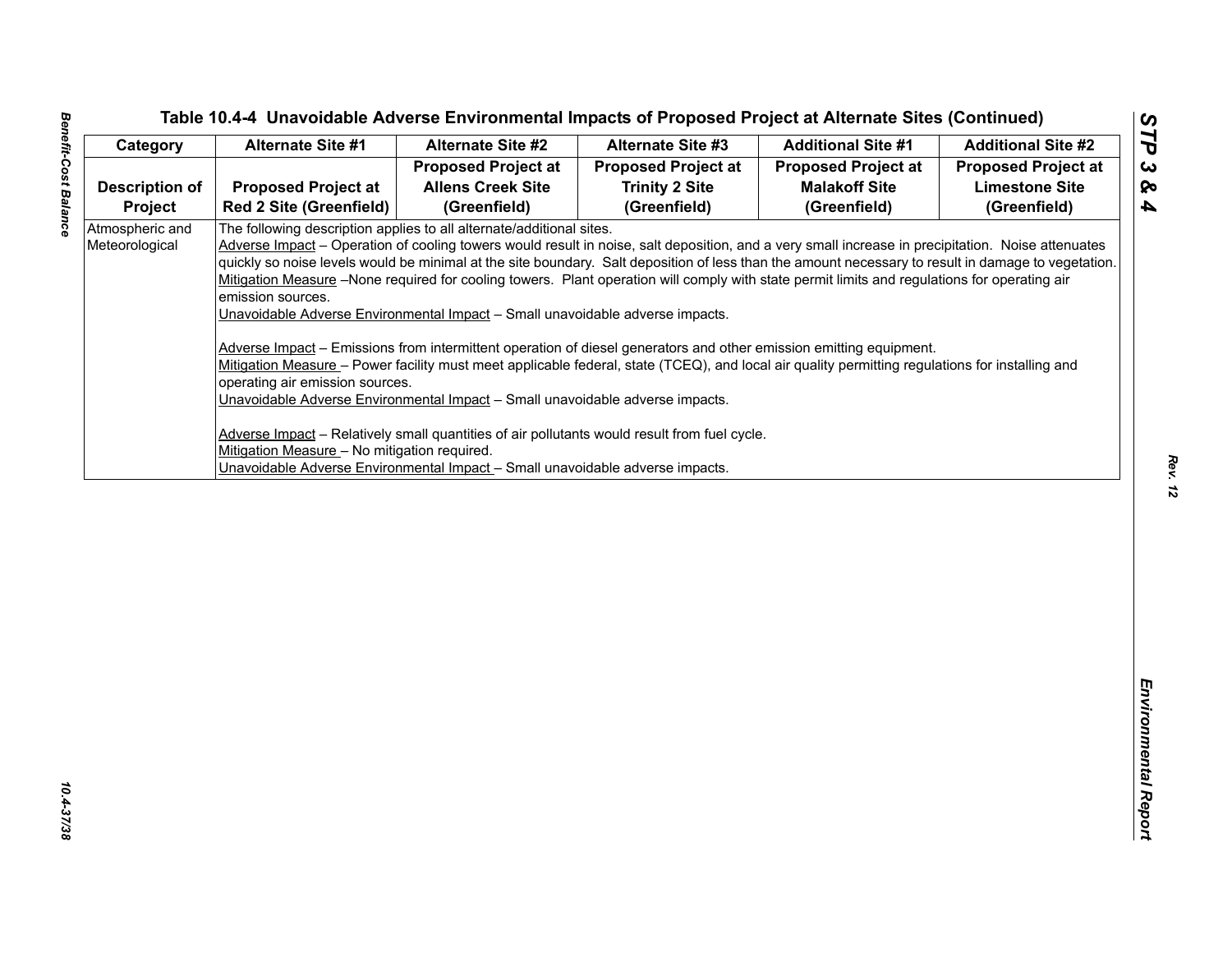# Table 10.4-4 Unavoidable Adverse Environmental Impacts of Proposed Project at Alternate Sites (Continued)

| Category | Alternate Site #1 | Alternate Site #2 | Alternate Site #3 | Additional Site #1 | Additional Site #2 |
|---|---|---|---|---|---|
| **Description of Project** | **Proposed Project at Red 2 Site (Greenfield)** | **Proposed Project at Allens Creek Site (Greenfield)** | **Proposed Project at Trinity 2 Site (Greenfield)** | **Proposed Project at Malakoff Site (Greenfield)** | **Proposed Project at Limestone Site (Greenfield)** |
| Atmospheric and Meteorological | The following description applies to all alternate/additional sites.<br>Adverse Impact – Operation of cooling towers would result in noise, salt deposition, and a very small increase in precipitation. Noise attenuates quickly so noise levels would be minimal at the site boundary. Salt deposition of less than the amount necessary to result in damage to vegetation.<br>Mitigation Measure –None required for cooling towers. Plant operation will comply with state permit limits and regulations for operating air emission sources.<br>Unavoidable Adverse Environmental Impact – Small unavoidable adverse impacts.<br><br>Adverse Impact – Emissions from intermittent operation of diesel generators and other emission emitting equipment.<br>Mitigation Measure – Power facility must meet applicable federal, state (TCEQ), and local air quality permitting regulations for installing and operating air emission sources.<br>Unavoidable Adverse Environmental Impact – Small unavoidable adverse impacts.<br><br>Adverse Impact – Relatively small quantities of air pollutants would result from fuel cycle.<br>Mitigation Measure – No mitigation required.<br>Unavoidable Adverse Environmental Impact – Small unavoidable adverse impacts. | | | | |